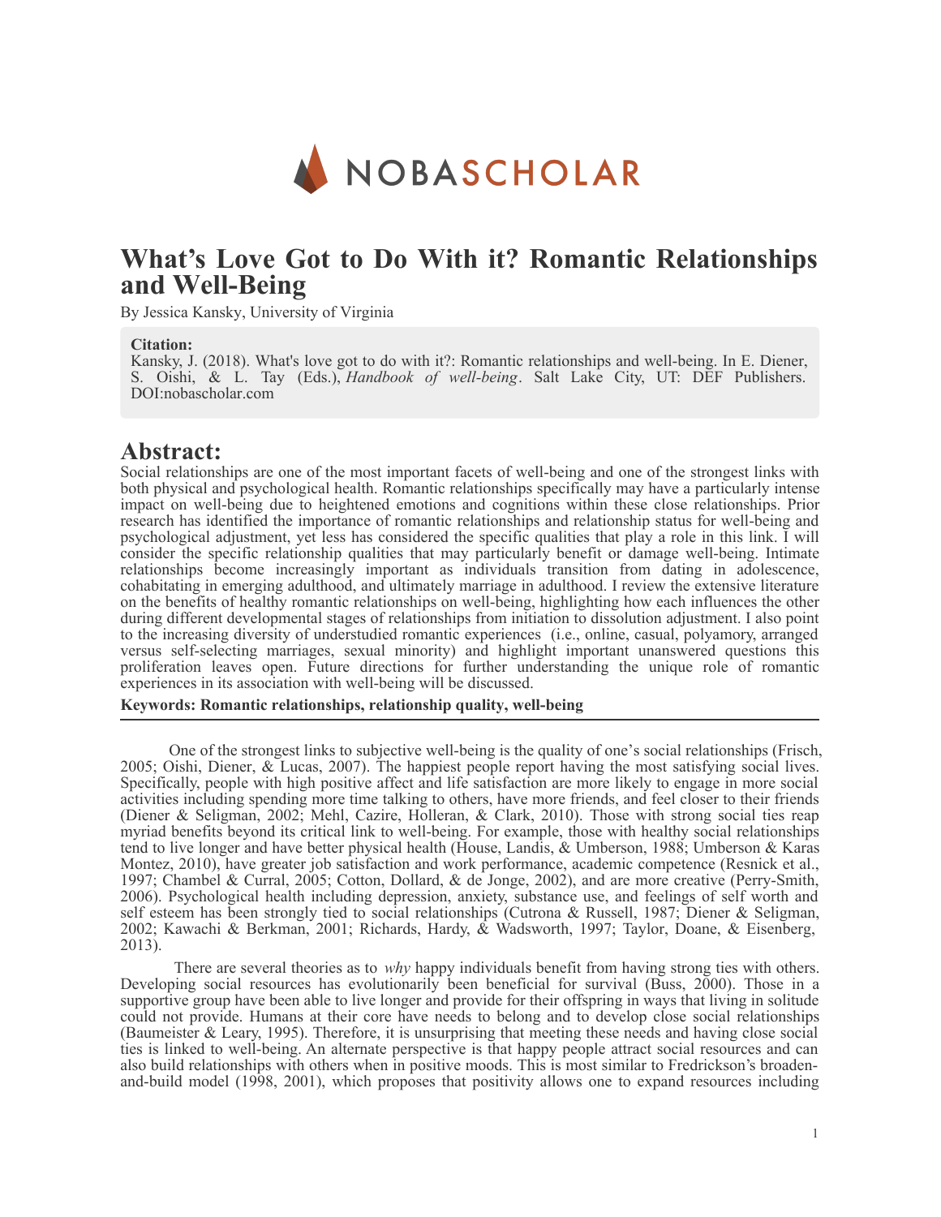NOBASCHOLAR

# What's Love Got to Do With it? Romantic Relationships and Well-Being

By Jessica Kansky, University of Virginia

**Citation:**
Kansky, J. (2018). What's love got to do with it?: Romantic relationships and well-being. In E. Diener, S. Oishi, & L. Tay (Eds.), *Handbook of well-being*. Salt Lake City, UT: DEF Publishers. DOI:nobascholar.com

## Abstract:

Social relationships are one of the most important facets of well-being and one of the strongest links with both physical and psychological health. Romantic relationships specifically may have a particularly intense impact on well-being due to heightened emotions and cognitions within these close relationships. Prior research has identified the importance of romantic relationships and relationship status for well-being and psychological adjustment, yet less has considered the specific qualities that play a role in this link. I will consider the specific relationship qualities that may particularly benefit or damage well-being. Intimate relationships become increasingly important as individuals transition from dating in adolescence, cohabitating in emerging adulthood, and ultimately marriage in adulthood. I review the extensive literature on the benefits of healthy romantic relationships on well-being, highlighting how each influences the other during different developmental stages of relationships from initiation to dissolution adjustment. I also point to the increasing diversity of understudied romantic experiences (i.e., online, casual, polyamory, arranged versus self-selecting marriages, sexual minority) and highlight important unanswered questions this proliferation leaves open. Future directions for further understanding the unique role of romantic experiences in its association with well-being will be discussed.

**Keywords: Romantic relationships, relationship quality, well-being**

---

One of the strongest links to subjective well-being is the quality of one's social relationships (Frisch, 2005; Oishi, Diener, & Lucas, 2007). The happiest people report having the most satisfying social lives. Specifically, people with high positive affect and life satisfaction are more likely to engage in more social activities including spending more time talking to others, have more friends, and feel closer to their friends (Diener & Seligman, 2002; Mehl, Cazire, Holleran, & Clark, 2010). Those with strong social ties reap myriad benefits beyond its critical link to well-being. For example, those with healthy social relationships tend to live longer and have better physical health (House, Landis, & Umberson, 1988; Umberson & Karas Montez, 2010), have greater job satisfaction and work performance, academic competence (Resnick et al., 1997; Chambel & Curral, 2005; Cotton, Dollard, & de Jonge, 2002), and are more creative (Perry-Smith, 2006). Psychological health including depression, anxiety, substance use, and feelings of self worth and self esteem has been strongly tied to social relationships (Cutrona & Russell, 1987; Diener & Seligman, 2002; Kawachi & Berkman, 2001; Richards, Hardy, & Wadsworth, 1997; Taylor, Doane, & Eisenberg, 2013).

There are several theories as to *why* happy individuals benefit from having strong ties with others. Developing social resources has evolutionarily been beneficial for survival (Buss, 2000). Those in a supportive group have been able to live longer and provide for their offspring in ways that living in solitude could not provide. Humans at their core have needs to belong and to develop close social relationships (Baumeister & Leary, 1995). Therefore, it is unsurprising that meeting these needs and having close social ties is linked to well-being. An alternate perspective is that happy people attract social resources and can also build relationships with others when in positive moods. This is most similar to Fredrickson's broaden-and-build model (1998, 2001), which proposes that positivity allows one to expand resources including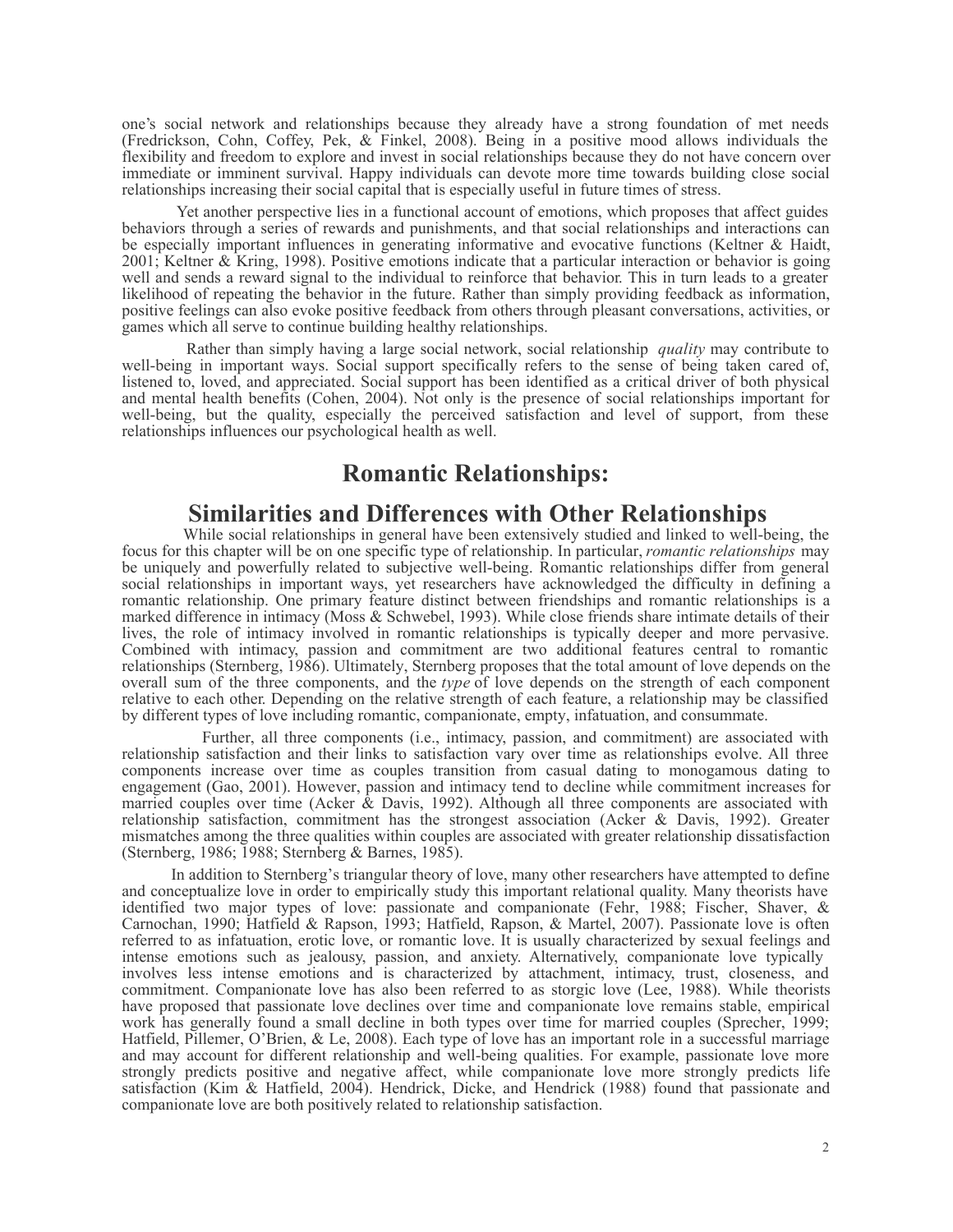one's social network and relationships because they already have a strong foundation of met needs (Fredrickson, Cohn, Coffey, Pek, & Finkel, 2008). Being in a positive mood allows individuals the flexibility and freedom to explore and invest in social relationships because they do not have concern over immediate or imminent survival. Happy individuals can devote more time towards building close social relationships increasing their social capital that is especially useful in future times of stress.

Yet another perspective lies in a functional account of emotions, which proposes that affect guides behaviors through a series of rewards and punishments, and that social relationships and interactions can be especially important influences in generating informative and evocative functions (Keltner & Haidt, 2001; Keltner & Kring, 1998). Positive emotions indicate that a particular interaction or behavior is going well and sends a reward signal to the individual to reinforce that behavior. This in turn leads to a greater likelihood of repeating the behavior in the future. Rather than simply providing feedback as information, positive feelings can also evoke positive feedback from others through pleasant conversations, activities, or games which all serve to continue building healthy relationships.

Rather than simply having a large social network, social relationship *quality* may contribute to well-being in important ways. Social support specifically refers to the sense of being taken cared of, listened to, loved, and appreciated. Social support has been identified as a critical driver of both physical and mental health benefits (Cohen, 2004). Not only is the presence of social relationships important for well-being, but the quality, especially the perceived satisfaction and level of support, from these relationships influences our psychological health as well.

## Romantic Relationships:

## Similarities and Differences with Other Relationships

While social relationships in general have been extensively studied and linked to well-being, the focus for this chapter will be on one specific type of relationship. In particular, *romantic relationships* may be uniquely and powerfully related to subjective well-being. Romantic relationships differ from general social relationships in important ways, yet researchers have acknowledged the difficulty in defining a romantic relationship. One primary feature distinct between friendships and romantic relationships is a marked difference in intimacy (Moss & Schwebel, 1993). While close friends share intimate details of their lives, the role of intimacy involved in romantic relationships is typically deeper and more pervasive. Combined with intimacy, passion and commitment are two additional features central to romantic relationships (Sternberg, 1986). Ultimately, Sternberg proposes that the total amount of love depends on the overall sum of the three components, and the *type* of love depends on the strength of each component relative to each other. Depending on the relative strength of each feature, a relationship may be classified by different types of love including romantic, companionate, empty, infatuation, and consummate.

Further, all three components (i.e., intimacy, passion, and commitment) are associated with relationship satisfaction and their links to satisfaction vary over time as relationships evolve. All three components increase over time as couples transition from casual dating to monogamous dating to engagement (Gao, 2001). However, passion and intimacy tend to decline while commitment increases for married couples over time (Acker & Davis, 1992). Although all three components are associated with relationship satisfaction, commitment has the strongest association (Acker & Davis, 1992). Greater mismatches among the three qualities within couples are associated with greater relationship dissatisfaction (Sternberg, 1986; 1988; Sternberg & Barnes, 1985).

In addition to Sternberg's triangular theory of love, many other researchers have attempted to define and conceptualize love in order to empirically study this important relational quality. Many theorists have identified two major types of love: passionate and companionate (Fehr, 1988; Fischer, Shaver, & Carnochan, 1990; Hatfield & Rapson, 1993; Hatfield, Rapson, & Martel, 2007). Passionate love is often referred to as infatuation, erotic love, or romantic love. It is usually characterized by sexual feelings and intense emotions such as jealousy, passion, and anxiety. Alternatively, companionate love typically involves less intense emotions and is characterized by attachment, intimacy, trust, closeness, and commitment. Companionate love has also been referred to as storgic love (Lee, 1988). While theorists have proposed that passionate love declines over time and companionate love remains stable, empirical work has generally found a small decline in both types over time for married couples (Sprecher, 1999; Hatfield, Pillemer, O'Brien, & Le, 2008). Each type of love has an important role in a successful marriage and may account for different relationship and well-being qualities. For example, passionate love more strongly predicts positive and negative affect, while companionate love more strongly predicts life satisfaction (Kim & Hatfield, 2004). Hendrick, Dicke, and Hendrick (1988) found that passionate and companionate love are both positively related to relationship satisfaction.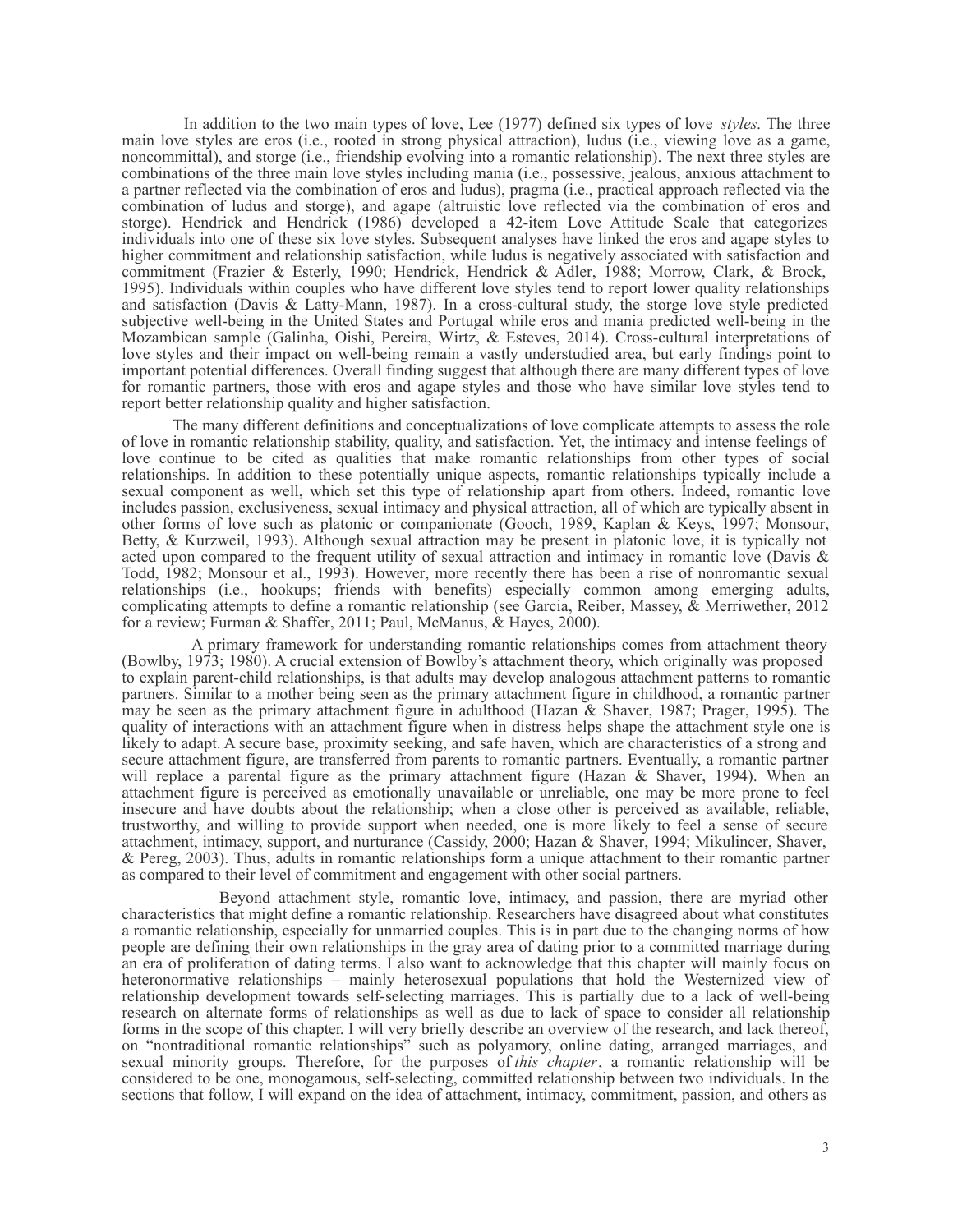In addition to the two main types of love, Lee (1977) defined six types of love *styles*. The three main love styles are eros (i.e., rooted in strong physical attraction), ludus (i.e., viewing love as a game, noncommittal), and storge (i.e., friendship evolving into a romantic relationship). The next three styles are combinations of the three main love styles including mania (i.e., possessive, jealous, anxious attachment to a partner reflected via the combination of eros and ludus), pragma (i.e., practical approach reflected via the combination of ludus and storge), and agape (altruistic love reflected via the combination of eros and storge). Hendrick and Hendrick (1986) developed a 42-item Love Attitude Scale that categorizes individuals into one of these six love styles. Subsequent analyses have linked the eros and agape styles to higher commitment and relationship satisfaction, while ludus is negatively associated with satisfaction and commitment (Frazier & Esterly, 1990; Hendrick, Hendrick & Adler, 1988; Morrow, Clark, & Brock, 1995). Individuals within couples who have different love styles tend to report lower quality relationships and satisfaction (Davis & Latty-Mann, 1987). In a cross-cultural study, the storge love style predicted subjective well-being in the United States and Portugal while eros and mania predicted well-being in the Mozambican sample (Galinha, Oishi, Pereira, Wirtz, & Esteves, 2014). Cross-cultural interpretations of love styles and their impact on well-being remain a vastly understudied area, but early findings point to important potential differences. Overall finding suggest that although there are many different types of love for romantic partners, those with eros and agape styles and those who have similar love styles tend to report better relationship quality and higher satisfaction.

The many different definitions and conceptualizations of love complicate attempts to assess the role of love in romantic relationship stability, quality, and satisfaction. Yet, the intimacy and intense feelings of love continue to be cited as qualities that make romantic relationships from other types of social relationships. In addition to these potentially unique aspects, romantic relationships typically include a sexual component as well, which set this type of relationship apart from others. Indeed, romantic love includes passion, exclusiveness, sexual intimacy and physical attraction, all of which are typically absent in other forms of love such as platonic or companionate (Gooch, 1989, Kaplan & Keys, 1997; Monsour, Betty, & Kurzweil, 1993). Although sexual attraction may be present in platonic love, it is typically not acted upon compared to the frequent utility of sexual attraction and intimacy in romantic love (Davis & Todd, 1982; Monsour et al., 1993). However, more recently there has been a rise of nonromantic sexual relationships (i.e., hookups; friends with benefits) especially common among emerging adults, complicating attempts to define a romantic relationship (see Garcia, Reiber, Massey, & Merriwether, 2012 for a review; Furman & Shaffer, 2011; Paul, McManus, & Hayes, 2000).

A primary framework for understanding romantic relationships comes from attachment theory (Bowlby, 1973; 1980). A crucial extension of Bowlby's attachment theory, which originally was proposed to explain parent-child relationships, is that adults may develop analogous attachment patterns to romantic partners. Similar to a mother being seen as the primary attachment figure in childhood, a romantic partner may be seen as the primary attachment figure in adulthood (Hazan & Shaver, 1987; Prager, 1995). The quality of interactions with an attachment figure when in distress helps shape the attachment style one is likely to adapt. A secure base, proximity seeking, and safe haven, which are characteristics of a strong and secure attachment figure, are transferred from parents to romantic partners. Eventually, a romantic partner will replace a parental figure as the primary attachment figure (Hazan & Shaver, 1994). When an attachment figure is perceived as emotionally unavailable or unreliable, one may be more prone to feel insecure and have doubts about the relationship; when a close other is perceived as available, reliable, trustworthy, and willing to provide support when needed, one is more likely to feel a sense of secure attachment, intimacy, support, and nurturance (Cassidy, 2000; Hazan & Shaver, 1994; Mikulincer, Shaver, & Pereg, 2003). Thus, adults in romantic relationships form a unique attachment to their romantic partner as compared to their level of commitment and engagement with other social partners.

Beyond attachment style, romantic love, intimacy, and passion, there are myriad other characteristics that might define a romantic relationship. Researchers have disagreed about what constitutes a romantic relationship, especially for unmarried couples. This is in part due to the changing norms of how people are defining their own relationships in the gray area of dating prior to a committed marriage during an era of proliferation of dating terms. I also want to acknowledge that this chapter will mainly focus on heteronormative relationships – mainly heterosexual populations that hold the Westernized view of relationship development towards self-selecting marriages. This is partially due to a lack of well-being research on alternate forms of relationships as well as due to lack of space to consider all relationship forms in the scope of this chapter. I will very briefly describe an overview of the research, and lack thereof, on "nontraditional romantic relationships" such as polyamory, online dating, arranged marriages, and sexual minority groups. Therefore, for the purposes of *this chapter*, a romantic relationship will be considered to be one, monogamous, self-selecting, committed relationship between two individuals. In the sections that follow, I will expand on the idea of attachment, intimacy, commitment, passion, and others as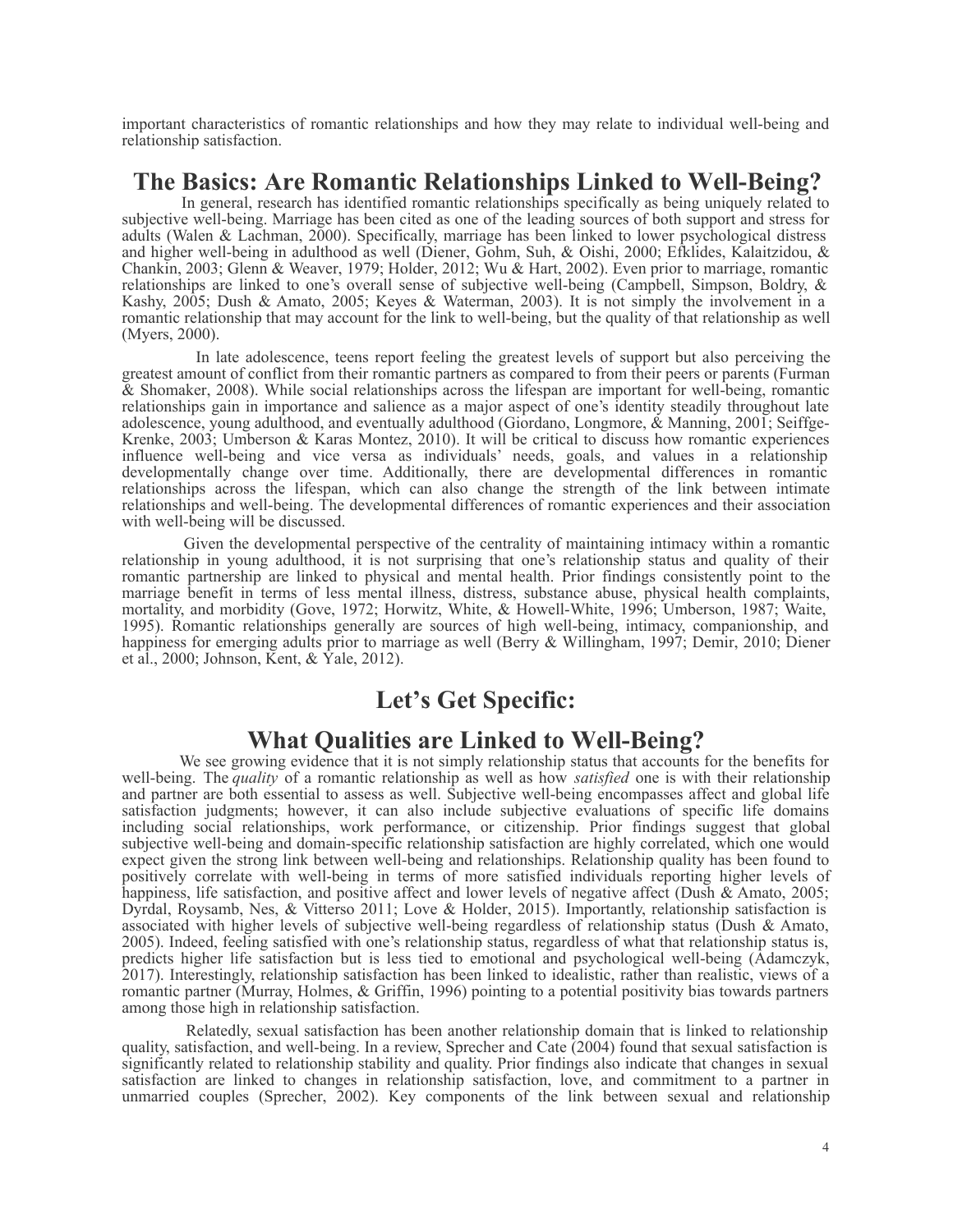important characteristics of romantic relationships and how they may relate to individual well-being and relationship satisfaction.

## The Basics: Are Romantic Relationships Linked to Well-Being?

In general, research has identified romantic relationships specifically as being uniquely related to subjective well-being. Marriage has been cited as one of the leading sources of both support and stress for adults (Walen & Lachman, 2000). Specifically, marriage has been linked to lower psychological distress and higher well-being in adulthood as well (Diener, Gohm, Suh, & Oishi, 2000; Efklides, Kalaitzidou, & Chankin, 2003; Glenn & Weaver, 1979; Holder, 2012; Wu & Hart, 2002). Even prior to marriage, romantic relationships are linked to one's overall sense of subjective well-being (Campbell, Simpson, Boldry, & Kashy, 2005; Dush & Amato, 2005; Keyes & Waterman, 2003). It is not simply the involvement in a romantic relationship that may account for the link to well-being, but the quality of that relationship as well (Myers, 2000).

In late adolescence, teens report feeling the greatest levels of support but also perceiving the greatest amount of conflict from their romantic partners as compared to from their peers or parents (Furman & Shomaker, 2008). While social relationships across the lifespan are important for well-being, romantic relationships gain in importance and salience as a major aspect of one's identity steadily throughout late adolescence, young adulthood, and eventually adulthood (Giordano, Longmore, & Manning, 2001; Seiffge-Krenke, 2003; Umberson & Karas Montez, 2010). It will be critical to discuss how romantic experiences influence well-being and vice versa as individuals' needs, goals, and values in a relationship developmentally change over time. Additionally, there are developmental differences in romantic relationships across the lifespan, which can also change the strength of the link between intimate relationships and well-being. The developmental differences of romantic experiences and their association with well-being will be discussed.

Given the developmental perspective of the centrality of maintaining intimacy within a romantic relationship in young adulthood, it is not surprising that one's relationship status and quality of their romantic partnership are linked to physical and mental health. Prior findings consistently point to the marriage benefit in terms of less mental illness, distress, substance abuse, physical health complaints, mortality, and morbidity (Gove, 1972; Horwitz, White, & Howell-White, 1996; Umberson, 1987; Waite, 1995). Romantic relationships generally are sources of high well-being, intimacy, companionship, and happiness for emerging adults prior to marriage as well (Berry & Willingham, 1997; Demir, 2010; Diener et al., 2000; Johnson, Kent, & Yale, 2012).

## Let's Get Specific:
## What Qualities are Linked to Well-Being?

We see growing evidence that it is not simply relationship status that accounts for the benefits for well-being. The *quality* of a romantic relationship as well as how *satisfied* one is with their relationship and partner are both essential to assess as well. Subjective well-being encompasses affect and global life satisfaction judgments; however, it can also include subjective evaluations of specific life domains including social relationships, work performance, or citizenship. Prior findings suggest that global subjective well-being and domain-specific relationship satisfaction are highly correlated, which one would expect given the strong link between well-being and relationships. Relationship quality has been found to positively correlate with well-being in terms of more satisfied individuals reporting higher levels of happiness, life satisfaction, and positive affect and lower levels of negative affect (Dush & Amato, 2005; Dyrdal, Roysamb, Nes, & Vitterso 2011; Love & Holder, 2015). Importantly, relationship satisfaction is associated with higher levels of subjective well-being regardless of relationship status (Dush & Amato, 2005). Indeed, feeling satisfied with one's relationship status, regardless of what that relationship status is, predicts higher life satisfaction but is less tied to emotional and psychological well-being (Adamczyk, 2017). Interestingly, relationship satisfaction has been linked to idealistic, rather than realistic, views of a romantic partner (Murray, Holmes, & Griffin, 1996) pointing to a potential positivity bias towards partners among those high in relationship satisfaction.

Relatedly, sexual satisfaction has been another relationship domain that is linked to relationship quality, satisfaction, and well-being. In a review, Sprecher and Cate (2004) found that sexual satisfaction is significantly related to relationship stability and quality. Prior findings also indicate that changes in sexual satisfaction are linked to changes in relationship satisfaction, love, and commitment to a partner in unmarried couples (Sprecher, 2002). Key components of the link between sexual and relationship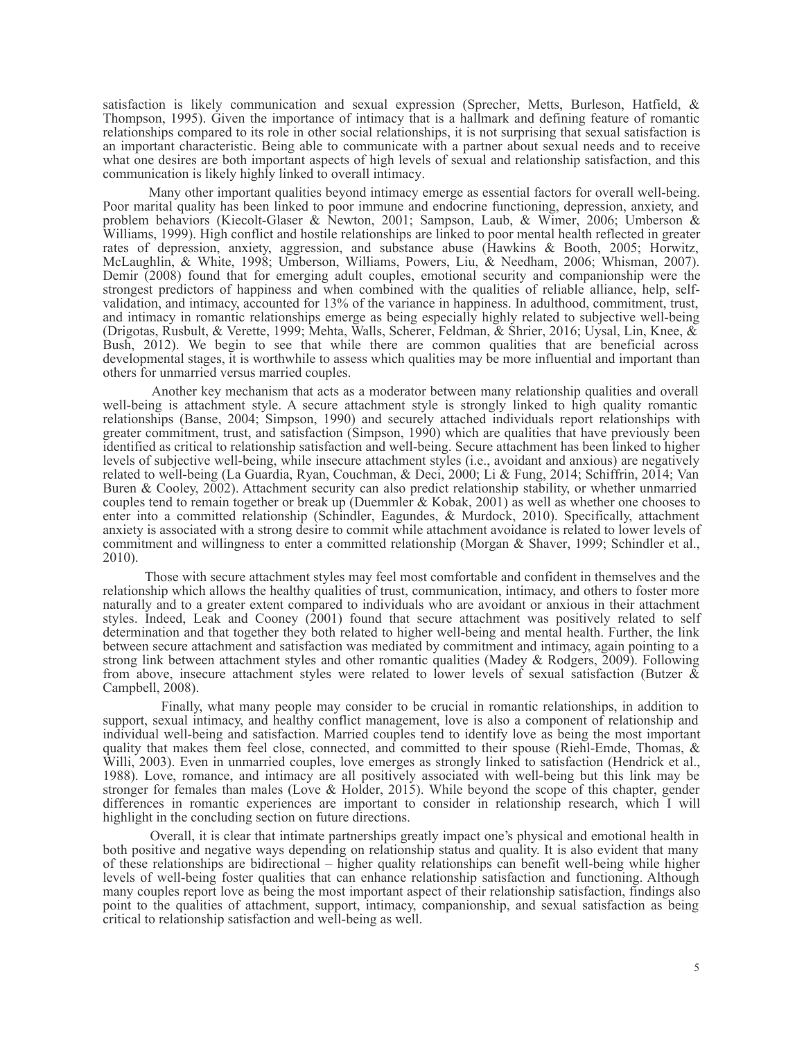satisfaction is likely communication and sexual expression (Sprecher, Metts, Burleson, Hatfield, & Thompson, 1995). Given the importance of intimacy that is a hallmark and defining feature of romantic relationships compared to its role in other social relationships, it is not surprising that sexual satisfaction is an important characteristic. Being able to communicate with a partner about sexual needs and to receive what one desires are both important aspects of high levels of sexual and relationship satisfaction, and this communication is likely highly linked to overall intimacy.

Many other important qualities beyond intimacy emerge as essential factors for overall well-being. Poor marital quality has been linked to poor immune and endocrine functioning, depression, anxiety, and problem behaviors (Kiecolt-Glaser & Newton, 2001; Sampson, Laub, & Wimer, 2006; Umberson & Williams, 1999). High conflict and hostile relationships are linked to poor mental health reflected in greater rates of depression, anxiety, aggression, and substance abuse (Hawkins & Booth, 2005; Horwitz, McLaughlin, & White, 1998; Umberson, Williams, Powers, Liu, & Needham, 2006; Whisman, 2007). Demir (2008) found that for emerging adult couples, emotional security and companionship were the strongest predictors of happiness and when combined with the qualities of reliable alliance, help, self-validation, and intimacy, accounted for 13% of the variance in happiness. In adulthood, commitment, trust, and intimacy in romantic relationships emerge as being especially highly related to subjective well-being (Drigotas, Rusbult, & Verette, 1999; Mehta, Walls, Scherer, Feldman, & Shrier, 2016; Uysal, Lin, Knee, & Bush, 2012). We begin to see that while there are common qualities that are beneficial across developmental stages, it is worthwhile to assess which qualities may be more influential and important than others for unmarried versus married couples.

Another key mechanism that acts as a moderator between many relationship qualities and overall well-being is attachment style. A secure attachment style is strongly linked to high quality romantic relationships (Banse, 2004; Simpson, 1990) and securely attached individuals report relationships with greater commitment, trust, and satisfaction (Simpson, 1990) which are qualities that have previously been identified as critical to relationship satisfaction and well-being. Secure attachment has been linked to higher levels of subjective well-being, while insecure attachment styles (i.e., avoidant and anxious) are negatively related to well-being (La Guardia, Ryan, Couchman, & Deci, 2000; Li & Fung, 2014; Schiffrin, 2014; Van Buren & Cooley, 2002). Attachment security can also predict relationship stability, or whether unmarried couples tend to remain together or break up (Duemmler & Kobak, 2001) as well as whether one chooses to enter into a committed relationship (Schindler, Eagundes, & Murdock, 2010). Specifically, attachment anxiety is associated with a strong desire to commit while attachment avoidance is related to lower levels of commitment and willingness to enter a committed relationship (Morgan & Shaver, 1999; Schindler et al., 2010).

Those with secure attachment styles may feel most comfortable and confident in themselves and the relationship which allows the healthy qualities of trust, communication, intimacy, and others to foster more naturally and to a greater extent compared to individuals who are avoidant or anxious in their attachment styles. Indeed, Leak and Cooney (2001) found that secure attachment was positively related to self determination and that together they both related to higher well-being and mental health. Further, the link between secure attachment and satisfaction was mediated by commitment and intimacy, again pointing to a strong link between attachment styles and other romantic qualities (Madey & Rodgers, 2009). Following from above, insecure attachment styles were related to lower levels of sexual satisfaction (Butzer & Campbell, 2008).

Finally, what many people may consider to be crucial in romantic relationships, in addition to support, sexual intimacy, and healthy conflict management, love is also a component of relationship and individual well-being and satisfaction. Married couples tend to identify love as being the most important quality that makes them feel close, connected, and committed to their spouse (Riehl-Emde, Thomas, & Willi, 2003). Even in unmarried couples, love emerges as strongly linked to satisfaction (Hendrick et al., 1988). Love, romance, and intimacy are all positively associated with well-being but this link may be stronger for females than males (Love & Holder, 2015). While beyond the scope of this chapter, gender differences in romantic experiences are important to consider in relationship research, which I will highlight in the concluding section on future directions.

Overall, it is clear that intimate partnerships greatly impact one's physical and emotional health in both positive and negative ways depending on relationship status and quality. It is also evident that many of these relationships are bidirectional – higher quality relationships can benefit well-being while higher levels of well-being foster qualities that can enhance relationship satisfaction and functioning. Although many couples report love as being the most important aspect of their relationship satisfaction, findings also point to the qualities of attachment, support, intimacy, companionship, and sexual satisfaction as being critical to relationship satisfaction and well-being as well.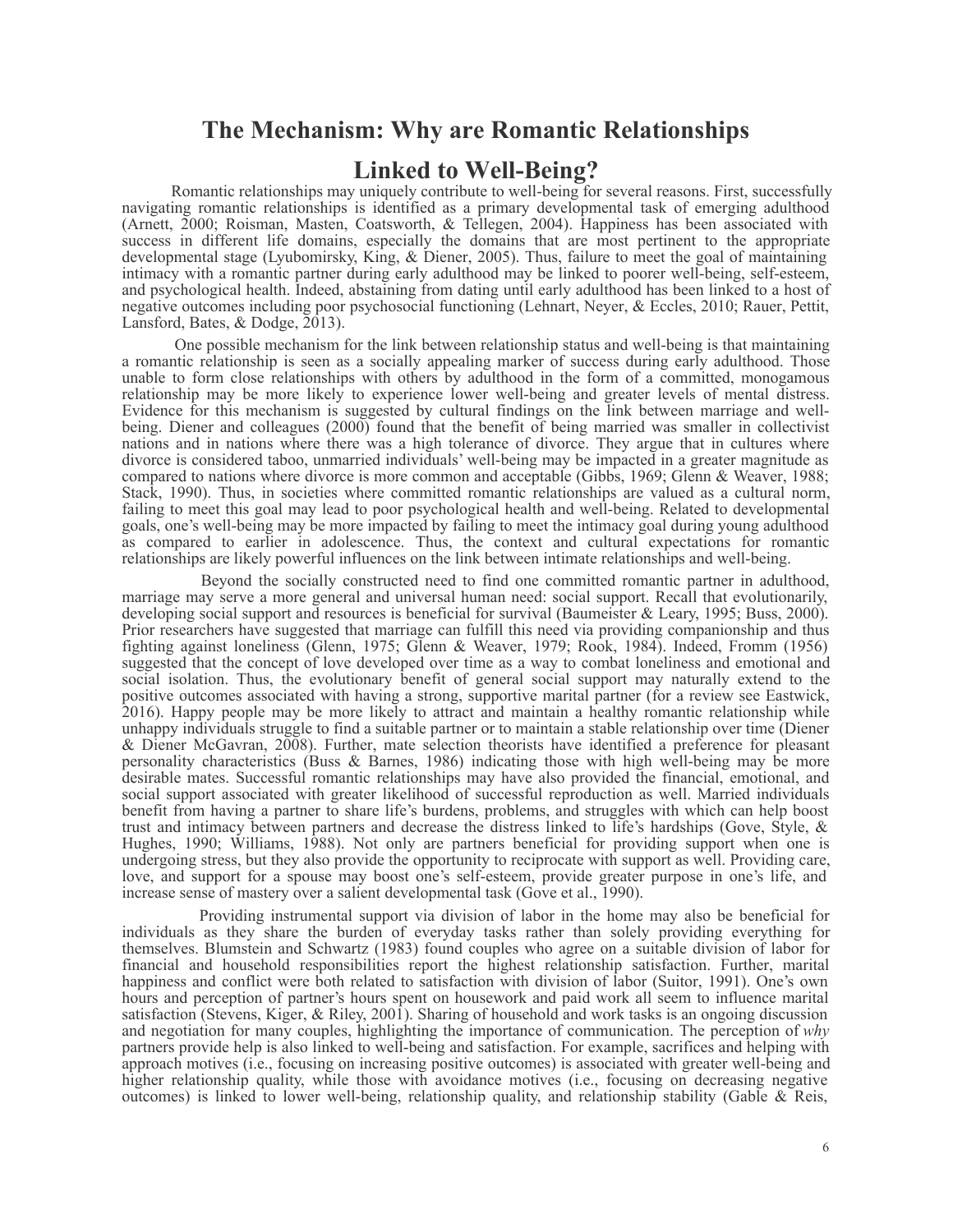# The Mechanism: Why are Romantic Relationships Linked to Well-Being?

Romantic relationships may uniquely contribute to well-being for several reasons. First, successfully navigating romantic relationships is identified as a primary developmental task of emerging adulthood (Arnett, 2000; Roisman, Masten, Coatsworth, & Tellegen, 2004). Happiness has been associated with success in different life domains, especially the domains that are most pertinent to the appropriate developmental stage (Lyubomirsky, King, & Diener, 2005). Thus, failure to meet the goal of maintaining intimacy with a romantic partner during early adulthood may be linked to poorer well-being, self-esteem, and psychological health. Indeed, abstaining from dating until early adulthood has been linked to a host of negative outcomes including poor psychosocial functioning (Lehnart, Neyer, & Eccles, 2010; Rauer, Pettit, Lansford, Bates, & Dodge, 2013).

One possible mechanism for the link between relationship status and well-being is that maintaining a romantic relationship is seen as a socially appealing marker of success during early adulthood. Those unable to form close relationships with others by adulthood in the form of a committed, monogamous relationship may be more likely to experience lower well-being and greater levels of mental distress. Evidence for this mechanism is suggested by cultural findings on the link between marriage and well-being. Diener and colleagues (2000) found that the benefit of being married was smaller in collectivist nations and in nations where there was a high tolerance of divorce. They argue that in cultures where divorce is considered taboo, unmarried individuals' well-being may be impacted in a greater magnitude as compared to nations where divorce is more common and acceptable (Gibbs, 1969; Glenn & Weaver, 1988; Stack, 1990). Thus, in societies where committed romantic relationships are valued as a cultural norm, failing to meet this goal may lead to poor psychological health and well-being. Related to developmental goals, one's well-being may be more impacted by failing to meet the intimacy goal during young adulthood as compared to earlier in adolescence. Thus, the context and cultural expectations for romantic relationships are likely powerful influences on the link between intimate relationships and well-being.

Beyond the socially constructed need to find one committed romantic partner in adulthood, marriage may serve a more general and universal human need: social support. Recall that evolutionarily, developing social support and resources is beneficial for survival (Baumeister & Leary, 1995; Buss, 2000). Prior researchers have suggested that marriage can fulfill this need via providing companionship and thus fighting against loneliness (Glenn, 1975; Glenn & Weaver, 1979; Rook, 1984). Indeed, Fromm (1956) suggested that the concept of love developed over time as a way to combat loneliness and emotional and social isolation. Thus, the evolutionary benefit of general social support may naturally extend to the positive outcomes associated with having a strong, supportive marital partner (for a review see Eastwick, 2016). Happy people may be more likely to attract and maintain a healthy romantic relationship while unhappy individuals struggle to find a suitable partner or to maintain a stable relationship over time (Diener & Diener McGavran, 2008). Further, mate selection theorists have identified a preference for pleasant personality characteristics (Buss & Barnes, 1986) indicating those with high well-being may be more desirable mates. Successful romantic relationships may have also provided the financial, emotional, and social support associated with greater likelihood of successful reproduction as well. Married individuals benefit from having a partner to share life's burdens, problems, and struggles with which can help boost trust and intimacy between partners and decrease the distress linked to life's hardships (Gove, Style, & Hughes, 1990; Williams, 1988). Not only are partners beneficial for providing support when one is undergoing stress, but they also provide the opportunity to reciprocate with support as well. Providing care, love, and support for a spouse may boost one's self-esteem, provide greater purpose in one's life, and increase sense of mastery over a salient developmental task (Gove et al., 1990).

Providing instrumental support via division of labor in the home may also be beneficial for individuals as they share the burden of everyday tasks rather than solely providing everything for themselves. Blumstein and Schwartz (1983) found couples who agree on a suitable division of labor for financial and household responsibilities report the highest relationship satisfaction. Further, marital happiness and conflict were both related to satisfaction with division of labor (Suitor, 1991). One's own hours and perception of partner's hours spent on housework and paid work all seem to influence marital satisfaction (Stevens, Kiger, & Riley, 2001). Sharing of household and work tasks is an ongoing discussion and negotiation for many couples, highlighting the importance of communication. The perception of *why* partners provide help is also linked to well-being and satisfaction. For example, sacrifices and helping with approach motives (i.e., focusing on increasing positive outcomes) is associated with greater well-being and higher relationship quality, while those with avoidance motives (i.e., focusing on decreasing negative outcomes) is linked to lower well-being, relationship quality, and relationship stability (Gable & Reis,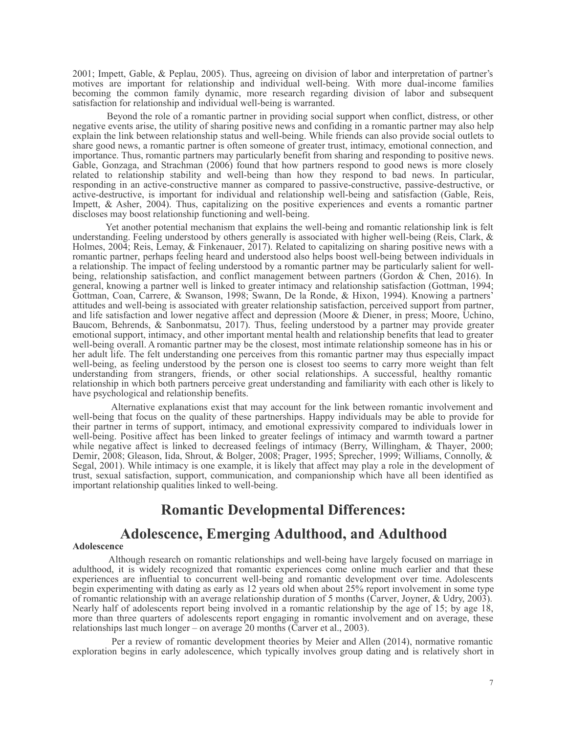2001; Impett, Gable, & Peplau, 2005). Thus, agreeing on division of labor and interpretation of partner's motives are important for relationship and individual well-being. With more dual-income families becoming the common family dynamic, more research regarding division of labor and subsequent satisfaction for relationship and individual well-being is warranted.

Beyond the role of a romantic partner in providing social support when conflict, distress, or other negative events arise, the utility of sharing positive news and confiding in a romantic partner may also help explain the link between relationship status and well-being. While friends can also provide social outlets to share good news, a romantic partner is often someone of greater trust, intimacy, emotional connection, and importance. Thus, romantic partners may particularly benefit from sharing and responding to positive news. Gable, Gonzaga, and Strachman (2006) found that how partners respond to good news is more closely related to relationship stability and well-being than how they respond to bad news. In particular, responding in an active-constructive manner as compared to passive-constructive, passive-destructive, or active-destructive, is important for individual and relationship well-being and satisfaction (Gable, Reis, Impett, & Asher, 2004). Thus, capitalizing on the positive experiences and events a romantic partner discloses may boost relationship functioning and well-being.

Yet another potential mechanism that explains the well-being and romantic relationship link is felt understanding. Feeling understood by others generally is associated with higher well-being (Reis, Clark, & Holmes, 2004; Reis, Lemay, & Finkenauer, 2017). Related to capitalizing on sharing positive news with a romantic partner, perhaps feeling heard and understood also helps boost well-being between individuals in a relationship. The impact of feeling understood by a romantic partner may be particularly salient for well-being, relationship satisfaction, and conflict management between partners (Gordon & Chen, 2016). In general, knowing a partner well is linked to greater intimacy and relationship satisfaction (Gottman, 1994; Gottman, Coan, Carrere, & Swanson, 1998; Swann, De la Ronde, & Hixon, 1994). Knowing a partners' attitudes and well-being is associated with greater relationship satisfaction, perceived support from partner, and life satisfaction and lower negative affect and depression (Moore & Diener, in press; Moore, Uchino, Baucom, Behrends, & Sanbonmatsu, 2017). Thus, feeling understood by a partner may provide greater emotional support, intimacy, and other important mental health and relationship benefits that lead to greater well-being overall. A romantic partner may be the closest, most intimate relationship someone has in his or her adult life. The felt understanding one perceives from this romantic partner may thus especially impact well-being, as feeling understood by the person one is closest too seems to carry more weight than felt understanding from strangers, friends, or other social relationships. A successful, healthy romantic relationship in which both partners perceive great understanding and familiarity with each other is likely to have psychological and relationship benefits.

Alternative explanations exist that may account for the link between romantic involvement and well-being that focus on the quality of these partnerships. Happy individuals may be able to provide for their partner in terms of support, intimacy, and emotional expressivity compared to individuals lower in well-being. Positive affect has been linked to greater feelings of intimacy and warmth toward a partner while negative affect is linked to decreased feelings of intimacy (Berry, Willingham, & Thayer, 2000; Demir, 2008; Gleason, Iida, Shrout, & Bolger, 2008; Prager, 1995; Sprecher, 1999; Williams, Connolly, & Segal, 2001). While intimacy is one example, it is likely that affect may play a role in the development of trust, sexual satisfaction, support, communication, and companionship which have all been identified as important relationship qualities linked to well-being.

## Romantic Developmental Differences: Adolescence, Emerging Adulthood, and Adulthood

### Adolescence

Although research on romantic relationships and well-being have largely focused on marriage in adulthood, it is widely recognized that romantic experiences come online much earlier and that these experiences are influential to concurrent well-being and romantic development over time. Adolescents begin experimenting with dating as early as 12 years old when about 25% report involvement in some type of romantic relationship with an average relationship duration of 5 months (Carver, Joyner, & Udry, 2003). Nearly half of adolescents report being involved in a romantic relationship by the age of 15; by age 18, more than three quarters of adolescents report engaging in romantic involvement and on average, these relationships last much longer – on average 20 months (Carver et al., 2003).

Per a review of romantic development theories by Meier and Allen (2014), normative romantic exploration begins in early adolescence, which typically involves group dating and is relatively short in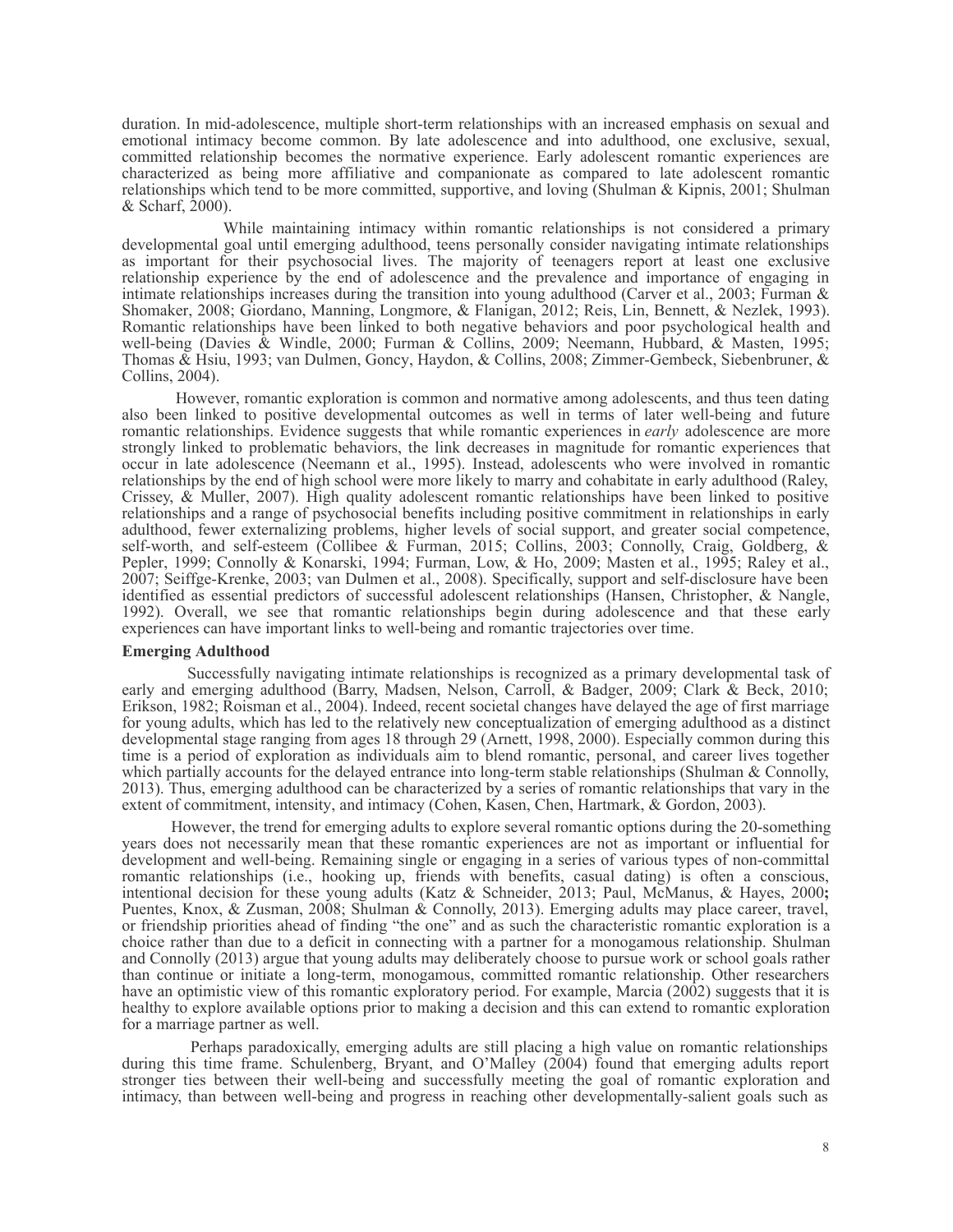duration. In mid-adolescence, multiple short-term relationships with an increased emphasis on sexual and emotional intimacy become common. By late adolescence and into adulthood, one exclusive, sexual, committed relationship becomes the normative experience. Early adolescent romantic experiences are characterized as being more affiliative and companionate as compared to late adolescent romantic relationships which tend to be more committed, supportive, and loving (Shulman & Kipnis, 2001; Shulman & Scharf, 2000).

While maintaining intimacy within romantic relationships is not considered a primary developmental goal until emerging adulthood, teens personally consider navigating intimate relationships as important for their psychosocial lives. The majority of teenagers report at least one exclusive relationship experience by the end of adolescence and the prevalence and importance of engaging in intimate relationships increases during the transition into young adulthood (Carver et al., 2003; Furman & Shomaker, 2008; Giordano, Manning, Longmore, & Flanigan, 2012; Reis, Lin, Bennett, & Nezlek, 1993). Romantic relationships have been linked to both negative behaviors and poor psychological health and well-being (Davies & Windle, 2000; Furman & Collins, 2009; Neemann, Hubbard, & Masten, 1995; Thomas & Hsiu, 1993; van Dulmen, Goncy, Haydon, & Collins, 2008; Zimmer-Gembeck, Siebenbruner, & Collins, 2004).

However, romantic exploration is common and normative among adolescents, and thus teen dating also been linked to positive developmental outcomes as well in terms of later well-being and future romantic relationships. Evidence suggests that while romantic experiences in *early* adolescence are more strongly linked to problematic behaviors, the link decreases in magnitude for romantic experiences that occur in late adolescence (Neemann et al., 1995). Instead, adolescents who were involved in romantic relationships by the end of high school were more likely to marry and cohabitate in early adulthood (Raley, Crissey, & Muller, 2007). High quality adolescent romantic relationships have been linked to positive relationships and a range of psychosocial benefits including positive commitment in relationships in early adulthood, fewer externalizing problems, higher levels of social support, and greater social competence, self-worth, and self-esteem (Collibee & Furman, 2015; Collins, 2003; Connolly, Craig, Goldberg, & Pepler, 1999; Connolly & Konarski, 1994; Furman, Low, & Ho, 2009; Masten et al., 1995; Raley et al., 2007; Seiffge-Krenke, 2003; van Dulmen et al., 2008). Specifically, support and self-disclosure have been identified as essential predictors of successful adolescent relationships (Hansen, Christopher, & Nangle, 1992). Overall, we see that romantic relationships begin during adolescence and that these early experiences can have important links to well-being and romantic trajectories over time.

**Emerging Adulthood**

Successfully navigating intimate relationships is recognized as a primary developmental task of early and emerging adulthood (Barry, Madsen, Nelson, Carroll, & Badger, 2009; Clark & Beck, 2010; Erikson, 1982; Roisman et al., 2004). Indeed, recent societal changes have delayed the age of first marriage for young adults, which has led to the relatively new conceptualization of emerging adulthood as a distinct developmental stage ranging from ages 18 through 29 (Arnett, 1998, 2000). Especially common during this time is a period of exploration as individuals aim to blend romantic, personal, and career lives together which partially accounts for the delayed entrance into long-term stable relationships (Shulman & Connolly, 2013). Thus, emerging adulthood can be characterized by a series of romantic relationships that vary in the extent of commitment, intensity, and intimacy (Cohen, Kasen, Chen, Hartmark, & Gordon, 2003).

However, the trend for emerging adults to explore several romantic options during the 20-something years does not necessarily mean that these romantic experiences are not as important or influential for development and well-being. Remaining single or engaging in a series of various types of non-committal romantic relationships (i.e., hooking up, friends with benefits, casual dating) is often a conscious, intentional decision for these young adults (Katz & Schneider, 2013; Paul, McManus, & Hayes, 2000**;** Puentes, Knox, & Zusman, 2008; Shulman & Connolly, 2013). Emerging adults may place career, travel, or friendship priorities ahead of finding "the one" and as such the characteristic romantic exploration is a choice rather than due to a deficit in connecting with a partner for a monogamous relationship. Shulman and Connolly (2013) argue that young adults may deliberately choose to pursue work or school goals rather than continue or initiate a long-term, monogamous, committed romantic relationship. Other researchers have an optimistic view of this romantic exploratory period. For example, Marcia (2002) suggests that it is healthy to explore available options prior to making a decision and this can extend to romantic exploration for a marriage partner as well.

Perhaps paradoxically, emerging adults are still placing a high value on romantic relationships during this time frame. Schulenberg, Bryant, and O'Malley (2004) found that emerging adults report stronger ties between their well-being and successfully meeting the goal of romantic exploration and intimacy, than between well-being and progress in reaching other developmentally-salient goals such as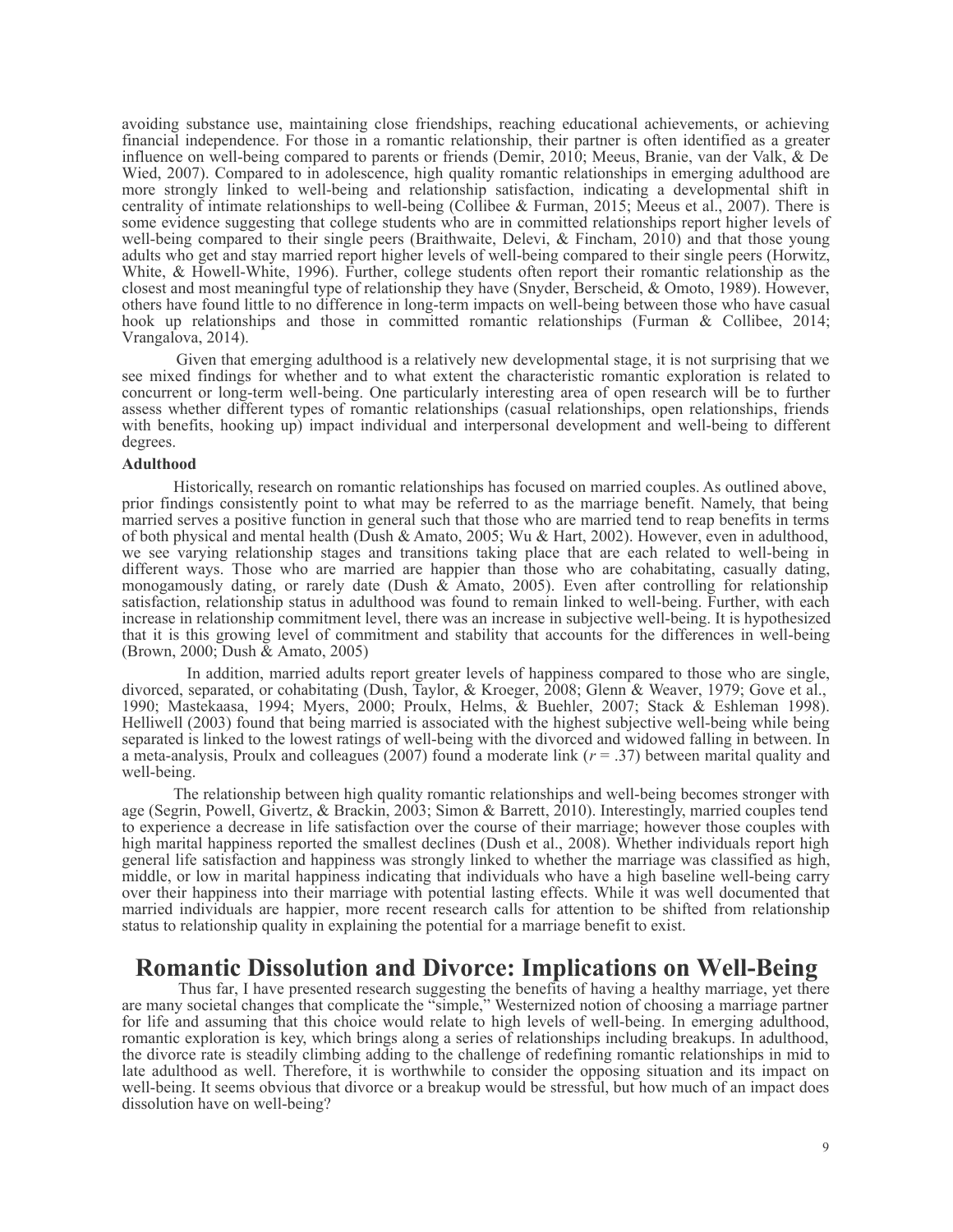avoiding substance use, maintaining close friendships, reaching educational achievements, or achieving financial independence. For those in a romantic relationship, their partner is often identified as a greater influence on well-being compared to parents or friends (Demir, 2010; Meeus, Branie, van der Valk, & De Wied, 2007). Compared to in adolescence, high quality romantic relationships in emerging adulthood are more strongly linked to well-being and relationship satisfaction, indicating a developmental shift in centrality of intimate relationships to well-being (Collibee & Furman, 2015; Meeus et al., 2007). There is some evidence suggesting that college students who are in committed relationships report higher levels of well-being compared to their single peers (Braithwaite, Delevi, & Fincham, 2010) and that those young adults who get and stay married report higher levels of well-being compared to their single peers (Horwitz, White, & Howell-White, 1996). Further, college students often report their romantic relationship as the closest and most meaningful type of relationship they have (Snyder, Berscheid, & Omoto, 1989). However, others have found little to no difference in long-term impacts on well-being between those who have casual hook up relationships and those in committed romantic relationships (Furman & Collibee, 2014; Vrangalova, 2014).

Given that emerging adulthood is a relatively new developmental stage, it is not surprising that we see mixed findings for whether and to what extent the characteristic romantic exploration is related to concurrent or long-term well-being. One particularly interesting area of open research will be to further assess whether different types of romantic relationships (casual relationships, open relationships, friends with benefits, hooking up) impact individual and interpersonal development and well-being to different degrees.

**Adulthood**

Historically, research on romantic relationships has focused on married couples. As outlined above, prior findings consistently point to what may be referred to as the marriage benefit. Namely, that being married serves a positive function in general such that those who are married tend to reap benefits in terms of both physical and mental health (Dush & Amato, 2005; Wu & Hart, 2002). However, even in adulthood, we see varying relationship stages and transitions taking place that are each related to well-being in different ways. Those who are married are happier than those who are cohabitating, casually dating, monogamously dating, or rarely date (Dush & Amato, 2005). Even after controlling for relationship satisfaction, relationship status in adulthood was found to remain linked to well-being. Further, with each increase in relationship commitment level, there was an increase in subjective well-being. It is hypothesized that it is this growing level of commitment and stability that accounts for the differences in well-being (Brown, 2000; Dush & Amato, 2005)

In addition, married adults report greater levels of happiness compared to those who are single, divorced, separated, or cohabitating (Dush, Taylor, & Kroeger, 2008; Glenn & Weaver, 1979; Gove et al., 1990; Mastekaasa, 1994; Myers, 2000; Proulx, Helms, & Buehler, 2007; Stack & Eshleman 1998). Helliwell (2003) found that being married is associated with the highest subjective well-being while being separated is linked to the lowest ratings of well-being with the divorced and widowed falling in between. In a meta-analysis, Proulx and colleagues (2007) found a moderate link ($r = .37$) between marital quality and well-being.

The relationship between high quality romantic relationships and well-being becomes stronger with age (Segrin, Powell, Givertz, & Brackin, 2003; Simon & Barrett, 2010). Interestingly, married couples tend to experience a decrease in life satisfaction over the course of their marriage; however those couples with high marital happiness reported the smallest declines (Dush et al., 2008). Whether individuals report high general life satisfaction and happiness was strongly linked to whether the marriage was classified as high, middle, or low in marital happiness indicating that individuals who have a high baseline well-being carry over their happiness into their marriage with potential lasting effects. While it was well documented that married individuals are happier, more recent research calls for attention to be shifted from relationship status to relationship quality in explaining the potential for a marriage benefit to exist.

# Romantic Dissolution and Divorce: Implications on Well-Being

Thus far, I have presented research suggesting the benefits of having a healthy marriage, yet there are many societal changes that complicate the "simple," Westernized notion of choosing a marriage partner for life and assuming that this choice would relate to high levels of well-being. In emerging adulthood, romantic exploration is key, which brings along a series of relationships including breakups. In adulthood, the divorce rate is steadily climbing adding to the challenge of redefining romantic relationships in mid to late adulthood as well. Therefore, it is worthwhile to consider the opposing situation and its impact on well-being. It seems obvious that divorce or a breakup would be stressful, but how much of an impact does dissolution have on well-being?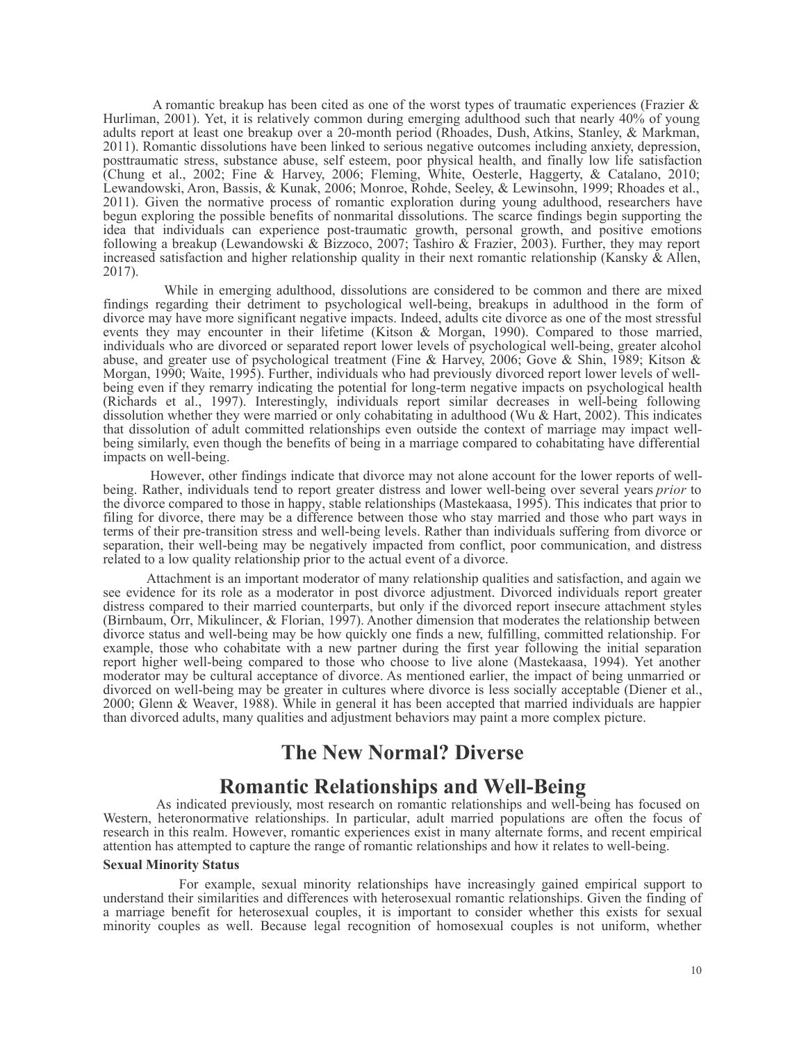A romantic breakup has been cited as one of the worst types of traumatic experiences (Frazier & Hurliman, 2001). Yet, it is relatively common during emerging adulthood such that nearly 40% of young adults report at least one breakup over a 20-month period (Rhoades, Dush, Atkins, Stanley, & Markman, 2011). Romantic dissolutions have been linked to serious negative outcomes including anxiety, depression, posttraumatic stress, substance abuse, self esteem, poor physical health, and finally low life satisfaction (Chung et al., 2002; Fine & Harvey, 2006; Fleming, White, Oesterle, Haggerty, & Catalano, 2010; Lewandowski, Aron, Bassis, & Kunak, 2006; Monroe, Rohde, Seeley, & Lewinsohn, 1999; Rhoades et al., 2011). Given the normative process of romantic exploration during young adulthood, researchers have begun exploring the possible benefits of nonmarital dissolutions. The scarce findings begin supporting the idea that individuals can experience post-traumatic growth, personal growth, and positive emotions following a breakup (Lewandowski & Bizzoco, 2007; Tashiro & Frazier, 2003). Further, they may report increased satisfaction and higher relationship quality in their next romantic relationship (Kansky & Allen, 2017).

While in emerging adulthood, dissolutions are considered to be common and there are mixed findings regarding their detriment to psychological well-being, breakups in adulthood in the form of divorce may have more significant negative impacts. Indeed, adults cite divorce as one of the most stressful events they may encounter in their lifetime (Kitson & Morgan, 1990). Compared to those married, individuals who are divorced or separated report lower levels of psychological well-being, greater alcohol abuse, and greater use of psychological treatment (Fine & Harvey, 2006; Gove & Shin, 1989; Kitson & Morgan, 1990; Waite, 1995). Further, individuals who had previously divorced report lower levels of well-being even if they remarry indicating the potential for long-term negative impacts on psychological health (Richards et al., 1997). Interestingly, individuals report similar decreases in well-being following dissolution whether they were married or only cohabitating in adulthood (Wu & Hart, 2002). This indicates that dissolution of adult committed relationships even outside the context of marriage may impact well-being similarly, even though the benefits of being in a marriage compared to cohabitating have differential impacts on well-being.

However, other findings indicate that divorce may not alone account for the lower reports of well-being. Rather, individuals tend to report greater distress and lower well-being over several years *prior* to the divorce compared to those in happy, stable relationships (Mastekaasa, 1995). This indicates that prior to filing for divorce, there may be a difference between those who stay married and those who part ways in terms of their pre-transition stress and well-being levels. Rather than individuals suffering from divorce or separation, their well-being may be negatively impacted from conflict, poor communication, and distress related to a low quality relationship prior to the actual event of a divorce.

Attachment is an important moderator of many relationship qualities and satisfaction, and again we see evidence for its role as a moderator in post divorce adjustment. Divorced individuals report greater distress compared to their married counterparts, but only if the divorced report insecure attachment styles (Birnbaum, Orr, Mikulincer, & Florian, 1997). Another dimension that moderates the relationship between divorce status and well-being may be how quickly one finds a new, fulfilling, committed relationship. For example, those who cohabitate with a new partner during the first year following the initial separation report higher well-being compared to those who choose to live alone (Mastekaasa, 1994). Yet another moderator may be cultural acceptance of divorce. As mentioned earlier, the impact of being unmarried or divorced on well-being may be greater in cultures where divorce is less socially acceptable (Diener et al., 2000; Glenn & Weaver, 1988). While in general it has been accepted that married individuals are happier than divorced adults, many qualities and adjustment behaviors may paint a more complex picture.

## The New Normal? Diverse Romantic Relationships and Well-Being

As indicated previously, most research on romantic relationships and well-being has focused on Western, heteronormative relationships. In particular, adult married populations are often the focus of research in this realm. However, romantic experiences exist in many alternate forms, and recent empirical attention has attempted to capture the range of romantic relationships and how it relates to well-being.

### Sexual Minority Status

For example, sexual minority relationships have increasingly gained empirical support to understand their similarities and differences with heterosexual romantic relationships. Given the finding of a marriage benefit for heterosexual couples, it is important to consider whether this exists for sexual minority couples as well. Because legal recognition of homosexual couples is not uniform, whether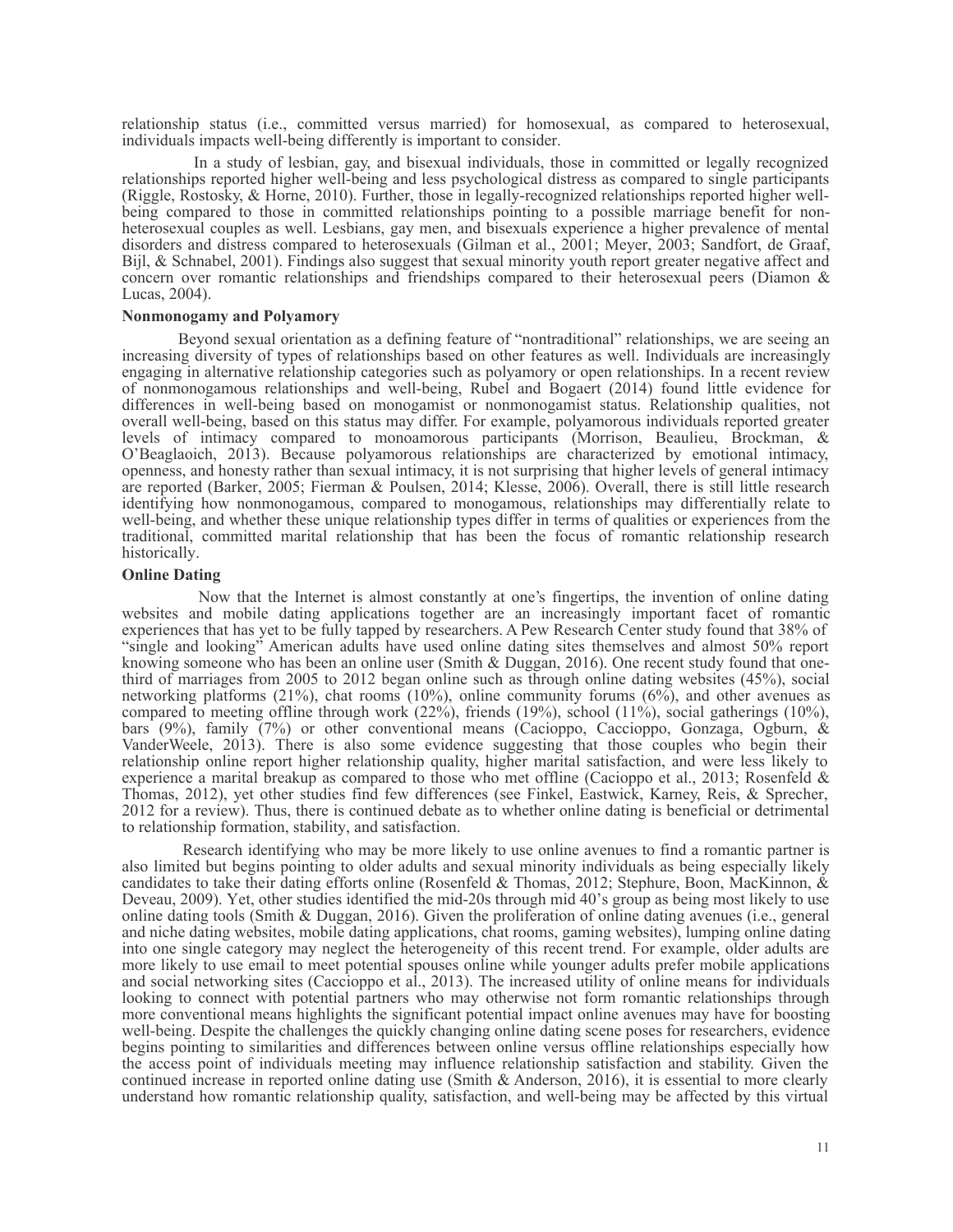relationship status (i.e., committed versus married) for homosexual, as compared to heterosexual, individuals impacts well-being differently is important to consider.

In a study of lesbian, gay, and bisexual individuals, those in committed or legally recognized relationships reported higher well-being and less psychological distress as compared to single participants (Riggle, Rostosky, & Horne, 2010). Further, those in legally-recognized relationships reported higher well-being compared to those in committed relationships pointing to a possible marriage benefit for non-heterosexual couples as well. Lesbians, gay men, and bisexuals experience a higher prevalence of mental disorders and distress compared to heterosexuals (Gilman et al., 2001; Meyer, 2003; Sandfort, de Graaf, Bijl, & Schnabel, 2001). Findings also suggest that sexual minority youth report greater negative affect and concern over romantic relationships and friendships compared to their heterosexual peers (Diamon & Lucas, 2004).

**Nonmonogamy and Polyamory**

Beyond sexual orientation as a defining feature of "nontraditional" relationships, we are seeing an increasing diversity of types of relationships based on other features as well. Individuals are increasingly engaging in alternative relationship categories such as polyamory or open relationships. In a recent review of nonmonogamous relationships and well-being, Rubel and Bogaert (2014) found little evidence for differences in well-being based on monogamist or nonmonogamist status. Relationship qualities, not overall well-being, based on this status may differ. For example, polyamorous individuals reported greater levels of intimacy compared to monoamorous participants (Morrison, Beaulieu, Brockman, & O'Beaglaoich, 2013). Because polyamorous relationships are characterized by emotional intimacy, openness, and honesty rather than sexual intimacy, it is not surprising that higher levels of general intimacy are reported (Barker, 2005; Fierman & Poulsen, 2014; Klesse, 2006). Overall, there is still little research identifying how nonmonogamous, compared to monogamous, relationships may differentially relate to well-being, and whether these unique relationship types differ in terms of qualities or experiences from the traditional, committed marital relationship that has been the focus of romantic relationship research historically.

**Online Dating**

Now that the Internet is almost constantly at one's fingertips, the invention of online dating websites and mobile dating applications together are an increasingly important facet of romantic experiences that has yet to be fully tapped by researchers. A Pew Research Center study found that 38% of "single and looking" American adults have used online dating sites themselves and almost 50% report knowing someone who has been an online user (Smith & Duggan, 2016). One recent study found that one-third of marriages from 2005 to 2012 began online such as through online dating websites (45%), social networking platforms (21%), chat rooms (10%), online community forums (6%), and other avenues as compared to meeting offline through work (22%), friends (19%), school (11%), social gatherings (10%), bars (9%), family (7%) or other conventional means (Cacioppo, Caccioppo, Gonzaga, Ogburn, & VanderWeele, 2013). There is also some evidence suggesting that those couples who begin their relationship online report higher relationship quality, higher marital satisfaction, and were less likely to experience a marital breakup as compared to those who met offline (Cacioppo et al., 2013; Rosenfeld & Thomas, 2012), yet other studies find few differences (see Finkel, Eastwick, Karney, Reis, & Sprecher, 2012 for a review). Thus, there is continued debate as to whether online dating is beneficial or detrimental to relationship formation, stability, and satisfaction.

Research identifying who may be more likely to use online avenues to find a romantic partner is also limited but begins pointing to older adults and sexual minority individuals as being especially likely candidates to take their dating efforts online (Rosenfeld & Thomas, 2012; Stephure, Boon, MacKinnon, & Deveau, 2009). Yet, other studies identified the mid-20s through mid 40's group as being most likely to use online dating tools (Smith & Duggan, 2016). Given the proliferation of online dating avenues (i.e., general and niche dating websites, mobile dating applications, chat rooms, gaming websites), lumping online dating into one single category may neglect the heterogeneity of this recent trend. For example, older adults are more likely to use email to meet potential spouses online while younger adults prefer mobile applications and social networking sites (Caccioppo et al., 2013). The increased utility of online means for individuals looking to connect with potential partners who may otherwise not form romantic relationships through more conventional means highlights the significant potential impact online avenues may have for boosting well-being. Despite the challenges the quickly changing online dating scene poses for researchers, evidence begins pointing to similarities and differences between online versus offline relationships especially how the access point of individuals meeting may influence relationship satisfaction and stability. Given the continued increase in reported online dating use (Smith & Anderson, 2016), it is essential to more clearly understand how romantic relationship quality, satisfaction, and well-being may be affected by this virtual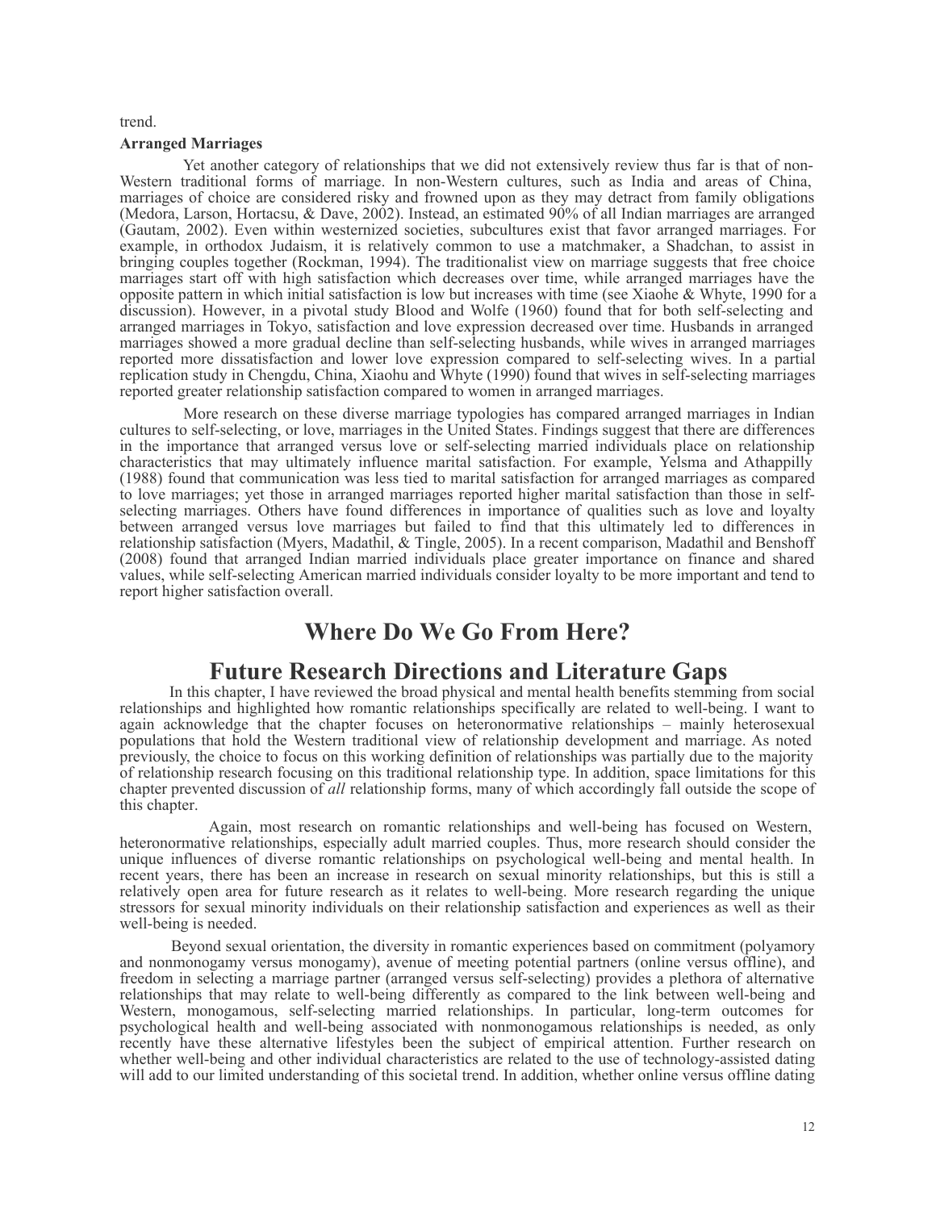trend.

**Arranged Marriages**

Yet another category of relationships that we did not extensively review thus far is that of non-Western traditional forms of marriage. In non-Western cultures, such as India and areas of China, marriages of choice are considered risky and frowned upon as they may detract from family obligations (Medora, Larson, Hortacsu, & Dave, 2002). Instead, an estimated 90% of all Indian marriages are arranged (Gautam, 2002). Even within westernized societies, subcultures exist that favor arranged marriages. For example, in orthodox Judaism, it is relatively common to use a matchmaker, a Shadchan, to assist in bringing couples together (Rockman, 1994). The traditionalist view on marriage suggests that free choice marriages start off with high satisfaction which decreases over time, while arranged marriages have the opposite pattern in which initial satisfaction is low but increases with time (see Xiaohe & Whyte, 1990 for a discussion). However, in a pivotal study Blood and Wolfe (1960) found that for both self-selecting and arranged marriages in Tokyo, satisfaction and love expression decreased over time. Husbands in arranged marriages showed a more gradual decline than self-selecting husbands, while wives in arranged marriages reported more dissatisfaction and lower love expression compared to self-selecting wives. In a partial replication study in Chengdu, China, Xiaohu and Whyte (1990) found that wives in self-selecting marriages reported greater relationship satisfaction compared to women in arranged marriages.

More research on these diverse marriage typologies has compared arranged marriages in Indian cultures to self-selecting, or love, marriages in the United States. Findings suggest that there are differences in the importance that arranged versus love or self-selecting married individuals place on relationship characteristics that may ultimately influence marital satisfaction. For example, Yelsma and Athappilly (1988) found that communication was less tied to marital satisfaction for arranged marriages as compared to love marriages; yet those in arranged marriages reported higher marital satisfaction than those in self-selecting marriages. Others have found differences in importance of qualities such as love and loyalty between arranged versus love marriages but failed to find that this ultimately led to differences in relationship satisfaction (Myers, Madathil, & Tingle, 2005). In a recent comparison, Madathil and Benshoff (2008) found that arranged Indian married individuals place greater importance on finance and shared values, while self-selecting American married individuals consider loyalty to be more important and tend to report higher satisfaction overall.

# Where Do We Go From Here?

# Future Research Directions and Literature Gaps

In this chapter, I have reviewed the broad physical and mental health benefits stemming from social relationships and highlighted how romantic relationships specifically are related to well-being. I want to again acknowledge that the chapter focuses on heteronormative relationships – mainly heterosexual populations that hold the Western traditional view of relationship development and marriage. As noted previously, the choice to focus on this working definition of relationships was partially due to the majority of relationship research focusing on this traditional relationship type. In addition, space limitations for this chapter prevented discussion of *all* relationship forms, many of which accordingly fall outside the scope of this chapter.

Again, most research on romantic relationships and well-being has focused on Western, heteronormative relationships, especially adult married couples. Thus, more research should consider the unique influences of diverse romantic relationships on psychological well-being and mental health. In recent years, there has been an increase in research on sexual minority relationships, but this is still a relatively open area for future research as it relates to well-being. More research regarding the unique stressors for sexual minority individuals on their relationship satisfaction and experiences as well as their well-being is needed.

Beyond sexual orientation, the diversity in romantic experiences based on commitment (polyamory and nonmonogamy versus monogamy), avenue of meeting potential partners (online versus offline), and freedom in selecting a marriage partner (arranged versus self-selecting) provides a plethora of alternative relationships that may relate to well-being differently as compared to the link between well-being and Western, monogamous, self-selecting married relationships. In particular, long-term outcomes for psychological health and well-being associated with nonmonogamous relationships is needed, as only recently have these alternative lifestyles been the subject of empirical attention. Further research on whether well-being and other individual characteristics are related to the use of technology-assisted dating will add to our limited understanding of this societal trend. In addition, whether online versus offline dating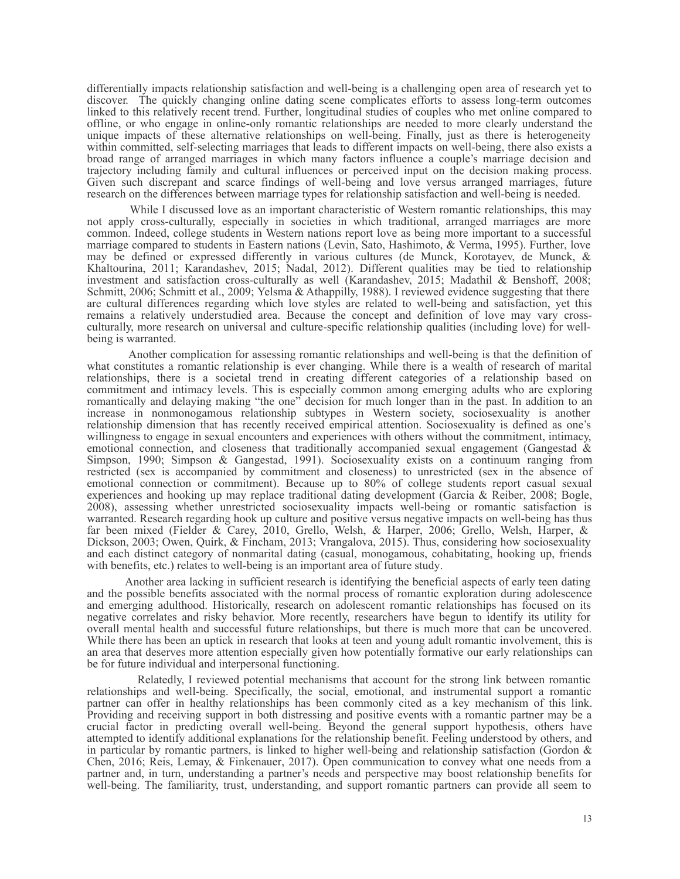differentially impacts relationship satisfaction and well-being is a challenging open area of research yet to discover. The quickly changing online dating scene complicates efforts to assess long-term outcomes linked to this relatively recent trend. Further, longitudinal studies of couples who met online compared to offline, or who engage in online-only romantic relationships are needed to more clearly understand the unique impacts of these alternative relationships on well-being. Finally, just as there is heterogeneity within committed, self-selecting marriages that leads to different impacts on well-being, there also exists a broad range of arranged marriages in which many factors influence a couple's marriage decision and trajectory including family and cultural influences or perceived input on the decision making process. Given such discrepant and scarce findings of well-being and love versus arranged marriages, future research on the differences between marriage types for relationship satisfaction and well-being is needed.

While I discussed love as an important characteristic of Western romantic relationships, this may not apply cross-culturally, especially in societies in which traditional, arranged marriages are more common. Indeed, college students in Western nations report love as being more important to a successful marriage compared to students in Eastern nations (Levin, Sato, Hashimoto, & Verma, 1995). Further, love may be defined or expressed differently in various cultures (de Munck, Korotayev, de Munck, & Khaltourina, 2011; Karandashev, 2015; Nadal, 2012). Different qualities may be tied to relationship investment and satisfaction cross-culturally as well (Karandashev, 2015; Madathil & Benshoff, 2008; Schmitt, 2006; Schmitt et al., 2009; Yelsma & Athappilly, 1988). I reviewed evidence suggesting that there are cultural differences regarding which love styles are related to well-being and satisfaction, yet this remains a relatively understudied area. Because the concept and definition of love may vary cross-culturally, more research on universal and culture-specific relationship qualities (including love) for well-being is warranted.

Another complication for assessing romantic relationships and well-being is that the definition of what constitutes a romantic relationship is ever changing. While there is a wealth of research of marital relationships, there is a societal trend in creating different categories of a relationship based on commitment and intimacy levels. This is especially common among emerging adults who are exploring romantically and delaying making "the one" decision for much longer than in the past. In addition to an increase in nonmonogamous relationship subtypes in Western society, sociosexuality is another relationship dimension that has recently received empirical attention. Sociosexuality is defined as one's willingness to engage in sexual encounters and experiences with others without the commitment, intimacy, emotional connection, and closeness that traditionally accompanied sexual engagement (Gangestad & Simpson, 1990; Simpson & Gangestad, 1991). Sociosexuality exists on a continuum ranging from restricted (sex is accompanied by commitment and closeness) to unrestricted (sex in the absence of emotional connection or commitment). Because up to 80% of college students report casual sexual experiences and hooking up may replace traditional dating development (Garcia & Reiber, 2008; Bogle, 2008), assessing whether unrestricted sociosexuality impacts well-being or romantic satisfaction is warranted. Research regarding hook up culture and positive versus negative impacts on well-being has thus far been mixed (Fielder & Carey, 2010, Grello, Welsh, & Harper, 2006; Grello, Welsh, Harper, & Dickson, 2003; Owen, Quirk, & Fincham, 2013; Vrangalova, 2015). Thus, considering how sociosexuality and each distinct category of nonmarital dating (casual, monogamous, cohabitating, hooking up, friends with benefits, etc.) relates to well-being is an important area of future study.

Another area lacking in sufficient research is identifying the beneficial aspects of early teen dating and the possible benefits associated with the normal process of romantic exploration during adolescence and emerging adulthood. Historically, research on adolescent romantic relationships has focused on its negative correlates and risky behavior. More recently, researchers have begun to identify its utility for overall mental health and successful future relationships, but there is much more that can be uncovered. While there has been an uptick in research that looks at teen and young adult romantic involvement, this is an area that deserves more attention especially given how potentially formative our early relationships can be for future individual and interpersonal functioning.

Relatedly, I reviewed potential mechanisms that account for the strong link between romantic relationships and well-being. Specifically, the social, emotional, and instrumental support a romantic partner can offer in healthy relationships has been commonly cited as a key mechanism of this link. Providing and receiving support in both distressing and positive events with a romantic partner may be a crucial factor in predicting overall well-being. Beyond the general support hypothesis, others have attempted to identify additional explanations for the relationship benefit. Feeling understood by others, and in particular by romantic partners, is linked to higher well-being and relationship satisfaction (Gordon & Chen, 2016; Reis, Lemay, & Finkenauer, 2017). Open communication to convey what one needs from a partner and, in turn, understanding a partner's needs and perspective may boost relationship benefits for well-being. The familiarity, trust, understanding, and support romantic partners can provide all seem to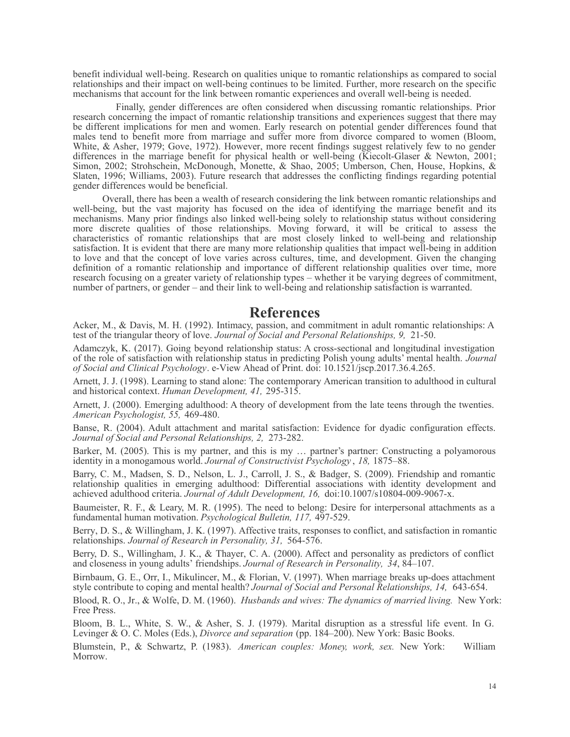benefit individual well-being. Research on qualities unique to romantic relationships as compared to social relationships and their impact on well-being continues to be limited. Further, more research on the specific mechanisms that account for the link between romantic experiences and overall well-being is needed.

Finally, gender differences are often considered when discussing romantic relationships. Prior research concerning the impact of romantic relationship transitions and experiences suggest that there may be different implications for men and women. Early research on potential gender differences found that males tend to benefit more from marriage and suffer more from divorce compared to women (Bloom, White, & Asher, 1979; Gove, 1972). However, more recent findings suggest relatively few to no gender differences in the marriage benefit for physical health or well-being (Kiecolt-Glaser & Newton, 2001; Simon, 2002; Strohschein, McDonough, Monette, & Shao, 2005; Umberson, Chen, House, Hopkins, & Slaten, 1996; Williams, 2003). Future research that addresses the conflicting findings regarding potential gender differences would be beneficial.

Overall, there has been a wealth of research considering the link between romantic relationships and well-being, but the vast majority has focused on the idea of identifying the marriage benefit and its mechanisms. Many prior findings also linked well-being solely to relationship status without considering more discrete qualities of those relationships. Moving forward, it will be critical to assess the characteristics of romantic relationships that are most closely linked to well-being and relationship satisfaction. It is evident that there are many more relationship qualities that impact well-being in addition to love and that the concept of love varies across cultures, time, and development. Given the changing definition of a romantic relationship and importance of different relationship qualities over time, more research focusing on a greater variety of relationship types – whether it be varying degrees of commitment, number of partners, or gender – and their link to well-being and relationship satisfaction is warranted.

# References

Acker, M., & Davis, M. H. (1992). Intimacy, passion, and commitment in adult romantic relationships: A test of the triangular theory of love. *Journal of Social and Personal Relationships, 9,* 21-50.

Adamczyk, K. (2017). Going beyond relationship status: A cross-sectional and longitudinal investigation of the role of satisfaction with relationship status in predicting Polish young adults' mental health. *Journal of Social and Clinical Psychology*. e-View Ahead of Print. doi: 10.1521/jscp.2017.36.4.265.

Arnett, J. J. (1998). Learning to stand alone: The contemporary American transition to adulthood in cultural and historical context. *Human Development, 41,* 295-315.

Arnett, J. (2000). Emerging adulthood: A theory of development from the late teens through the twenties. *American Psychologist, 55,* 469-480.

Banse, R. (2004). Adult attachment and marital satisfaction: Evidence for dyadic configuration effects. *Journal of Social and Personal Relationships, 2,* 273-282.

Barker, M. (2005). This is my partner, and this is my … partner's partner: Constructing a polyamorous identity in a monogamous world. *Journal of Constructivist Psychology*, *18,* 1875–88.

Barry, C. M., Madsen, S. D., Nelson, L. J., Carroll, J. S., & Badger, S. (2009). Friendship and romantic relationship qualities in emerging adulthood: Differential associations with identity development and achieved adulthood criteria. *Journal of Adult Development, 16,* doi:10.1007/s10804-009-9067-x.

Baumeister, R. F., & Leary, M. R. (1995). The need to belong: Desire for interpersonal attachments as a fundamental human motivation. *Psychological Bulletin, 117,* 497-529.

Berry, D. S., & Willingham, J. K. (1997). Affective traits, responses to conflict, and satisfaction in romantic relationships. *Journal of Research in Personality, 31,* 564-576.

Berry, D. S., Willingham, J. K., & Thayer, C. A. (2000). Affect and personality as predictors of conflict and closeness in young adults' friendships. *Journal of Research in Personality, 34*, 84–107.

Birnbaum, G. E., Orr, I., Mikulincer, M., & Florian, V. (1997). When marriage breaks up-does attachment style contribute to coping and mental health? *Journal of Social and Personal Relationships, 14,* 643-654.

Blood, R. O., Jr., & Wolfe, D. M. (1960). *Husbands and wives: The dynamics of married living.* New York: Free Press.

Bloom, B. L., White, S. W., & Asher, S. J. (1979). Marital disruption as a stressful life event. In G. Levinger & O. C. Moles (Eds.), *Divorce and separation* (pp. 184–200). New York: Basic Books.

Blumstein, P., & Schwartz, P. (1983). *American couples: Money, work, sex.* New York: William Morrow.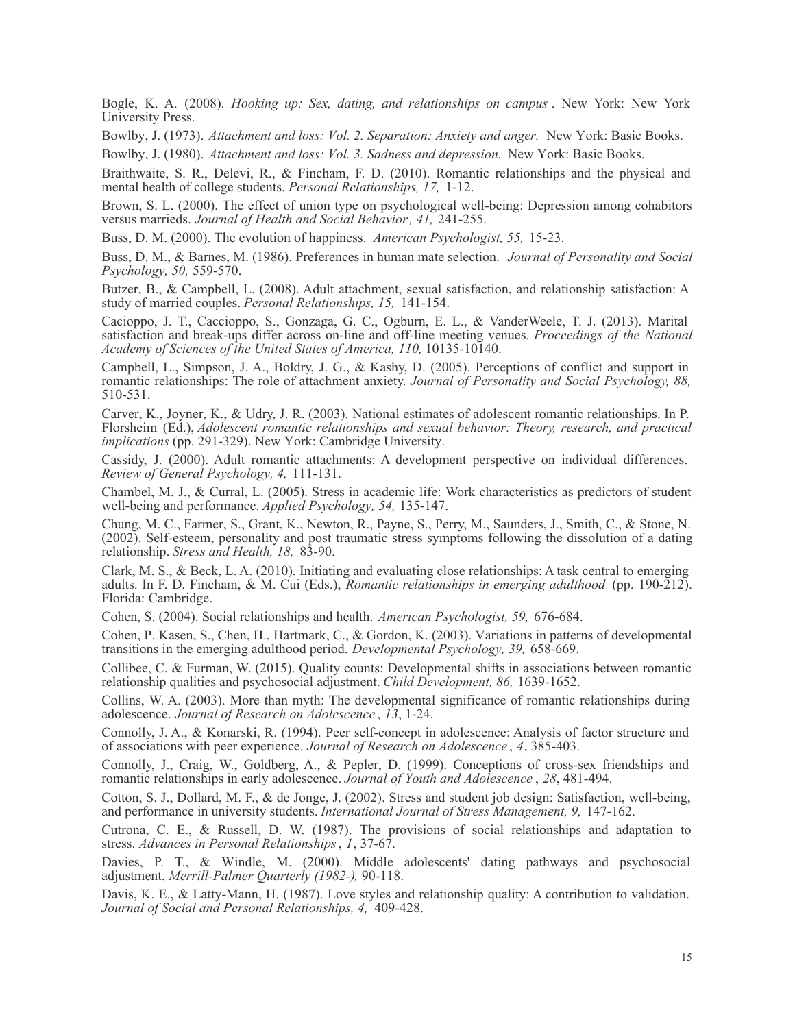Bogle, K. A. (2008). *Hooking up: Sex, dating, and relationships on campus* . New York: New York University Press.

Bowlby, J. (1973). *Attachment and loss: Vol. 2. Separation: Anxiety and anger.* New York: Basic Books.

Bowlby, J. (1980). *Attachment and loss: Vol. 3. Sadness and depression.* New York: Basic Books.

Braithwaite, S. R., Delevi, R., & Fincham, F. D. (2010). Romantic relationships and the physical and mental health of college students. *Personal Relationships, 17,* 1-12.

Brown, S. L. (2000). The effect of union type on psychological well-being: Depression among cohabitors versus marrieds. *Journal of Health and Social Behavior, 41,* 241-255.

Buss, D. M. (2000). The evolution of happiness. *American Psychologist, 55,* 15-23.

Buss, D. M., & Barnes, M. (1986). Preferences in human mate selection. *Journal of Personality and Social Psychology, 50,* 559-570.

Butzer, B., & Campbell, L. (2008). Adult attachment, sexual satisfaction, and relationship satisfaction: A study of married couples. *Personal Relationships, 15,* 141-154.

Cacioppo, J. T., Caccioppo, S., Gonzaga, G. C., Ogburn, E. L., & VanderWeele, T. J. (2013). Marital satisfaction and break-ups differ across on-line and off-line meeting venues. *Proceedings of the National Academy of Sciences of the United States of America, 110,* 10135-10140.

Campbell, L., Simpson, J. A., Boldry, J. G., & Kashy, D. (2005). Perceptions of conflict and support in romantic relationships: The role of attachment anxiety. *Journal of Personality and Social Psychology, 88,* 510-531.

Carver, K., Joyner, K., & Udry, J. R. (2003). National estimates of adolescent romantic relationships. In P. Florsheim (Ed.), *Adolescent romantic relationships and sexual behavior: Theory, research, and practical implications* (pp. 291-329). New York: Cambridge University.

Cassidy, J. (2000). Adult romantic attachments: A development perspective on individual differences. *Review of General Psychology, 4,* 111-131.

Chambel, M. J., & Curral, L. (2005). Stress in academic life: Work characteristics as predictors of student well-being and performance. *Applied Psychology, 54,* 135-147.

Chung, M. C., Farmer, S., Grant, K., Newton, R., Payne, S., Perry, M., Saunders, J., Smith, C., & Stone, N. (2002). Self-esteem, personality and post traumatic stress symptoms following the dissolution of a dating relationship. *Stress and Health, 18,* 83-90.

Clark, M. S., & Beck, L. A. (2010). Initiating and evaluating close relationships: A task central to emerging adults. In F. D. Fincham, & M. Cui (Eds.), *Romantic relationships in emerging adulthood* (pp. 190-212). Florida: Cambridge.

Cohen, S. (2004). Social relationships and health. *American Psychologist, 59,* 676-684.

Cohen, P. Kasen, S., Chen, H., Hartmark, C., & Gordon, K. (2003). Variations in patterns of developmental transitions in the emerging adulthood period. *Developmental Psychology, 39,* 658-669.

Collibee, C. & Furman, W. (2015). Quality counts: Developmental shifts in associations between romantic relationship qualities and psychosocial adjustment. *Child Development, 86,* 1639-1652.

Collins, W. A. (2003). More than myth: The developmental significance of romantic relationships during adolescence. *Journal of Research on Adolescence*, *13*, 1-24.

Connolly, J. A., & Konarski, R. (1994). Peer self-concept in adolescence: Analysis of factor structure and of associations with peer experience. *Journal of Research on Adolescence*, *4*, 385-403.

Connolly, J., Craig, W., Goldberg, A., & Pepler, D. (1999). Conceptions of cross-sex friendships and romantic relationships in early adolescence. *Journal of Youth and Adolescence* , *28*, 481-494.

Cotton, S. J., Dollard, M. F., & de Jonge, J. (2002). Stress and student job design: Satisfaction, well-being, and performance in university students. *International Journal of Stress Management, 9,* 147-162.

Cutrona, C. E., & Russell, D. W. (1987). The provisions of social relationships and adaptation to stress. *Advances in Personal Relationships*, *1*, 37-67.

Davies, P. T., & Windle, M. (2000). Middle adolescents' dating pathways and psychosocial adjustment. *Merrill-Palmer Quarterly (1982-),* 90-118.

Davis, K. E., & Latty-Mann, H. (1987). Love styles and relationship quality: A contribution to validation. *Journal of Social and Personal Relationships, 4,* 409-428.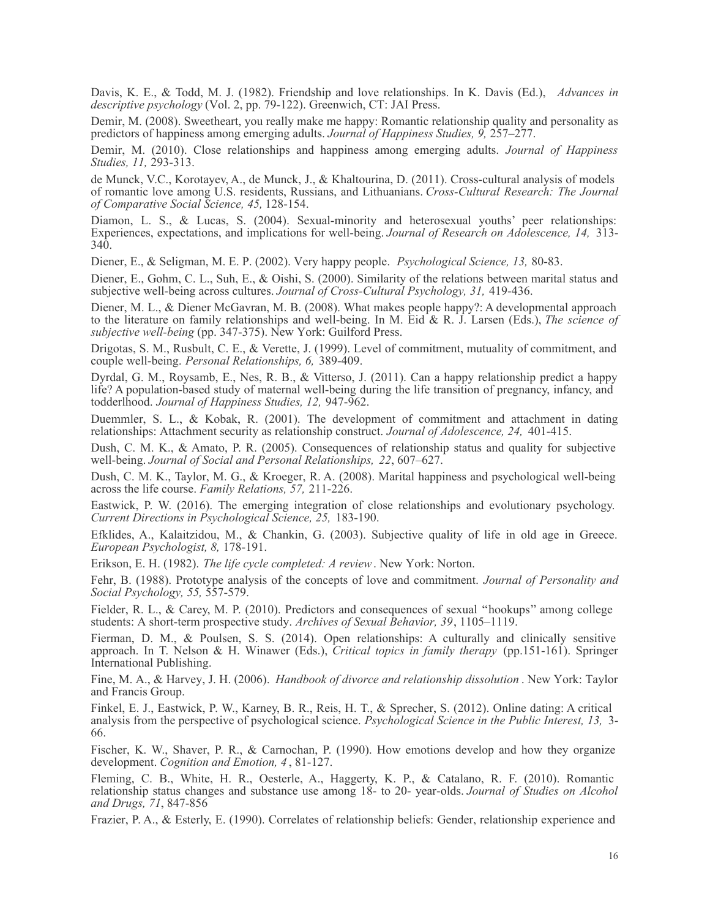Davis, K. E., & Todd, M. J. (1982). Friendship and love relationships. In K. Davis (Ed.), *Advances in descriptive psychology* (Vol. 2, pp. 79-122). Greenwich, CT: JAI Press.

Demir, M. (2008). Sweetheart, you really make me happy: Romantic relationship quality and personality as predictors of happiness among emerging adults. *Journal of Happiness Studies, 9,* 257–277.

Demir, M. (2010). Close relationships and happiness among emerging adults. *Journal of Happiness Studies, 11,* 293-313.

de Munck, V.C., Korotayev, A., de Munck, J., & Khaltourina, D. (2011). Cross-cultural analysis of models of romantic love among U.S. residents, Russians, and Lithuanians. *Cross-Cultural Research: The Journal of Comparative Social Science, 45,* 128-154.

Diamon, L. S., & Lucas, S. (2004). Sexual-minority and heterosexual youths' peer relationships: Experiences, expectations, and implications for well-being. *Journal of Research on Adolescence, 14,* 313-340.

Diener, E., & Seligman, M. E. P. (2002). Very happy people. *Psychological Science, 13,* 80-83.

Diener, E., Gohm, C. L., Suh, E., & Oishi, S. (2000). Similarity of the relations between marital status and subjective well-being across cultures. *Journal of Cross-Cultural Psychology, 31,* 419-436.

Diener, M. L., & Diener McGavran, M. B. (2008). What makes people happy?: A developmental approach to the literature on family relationships and well-being. In M. Eid & R. J. Larsen (Eds.), *The science of subjective well-being* (pp. 347-375). New York: Guilford Press.

Drigotas, S. M., Rusbult, C. E., & Verette, J. (1999). Level of commitment, mutuality of commitment, and couple well-being. *Personal Relationships, 6,* 389-409.

Dyrdal, G. M., Roysamb, E., Nes, R. B., & Vitterso, J. (2011). Can a happy relationship predict a happy life? A population-based study of maternal well-being during the life transition of pregnancy, infancy, and todderlhood. *Journal of Happiness Studies, 12,* 947-962.

Duemmler, S. L., & Kobak, R. (2001). The development of commitment and attachment in dating relationships: Attachment security as relationship construct. *Journal of Adolescence, 24,* 401-415.

Dush, C. M. K., & Amato, P. R. (2005). Consequences of relationship status and quality for subjective well-being. *Journal of Social and Personal Relationships, 22*, 607–627.

Dush, C. M. K., Taylor, M. G., & Kroeger, R. A. (2008). Marital happiness and psychological well-being across the life course. *Family Relations, 57,* 211-226.

Eastwick, P. W. (2016). The emerging integration of close relationships and evolutionary psychology. *Current Directions in Psychological Science, 25,* 183-190.

Efklides, A., Kalaitzidou, M., & Chankin, G. (2003). Subjective quality of life in old age in Greece. *European Psychologist, 8,* 178-191.

Erikson, E. H. (1982). *The life cycle completed: A review*. New York: Norton.

Fehr, B. (1988). Prototype analysis of the concepts of love and commitment. *Journal of Personality and Social Psychology, 55,* 557-579.

Fielder, R. L., & Carey, M. P. (2010). Predictors and consequences of sexual "hookups" among college students: A short-term prospective study. *Archives of Sexual Behavior, 39*, 1105–1119.

Fierman, D. M., & Poulsen, S. S. (2014). Open relationships: A culturally and clinically sensitive approach. In T. Nelson & H. Winawer (Eds.), *Critical topics in family therapy* (pp.151-161). Springer International Publishing.

Fine, M. A., & Harvey, J. H. (2006). *Handbook of divorce and relationship dissolution*. New York: Taylor and Francis Group.

Finkel, E. J., Eastwick, P. W., Karney, B. R., Reis, H. T., & Sprecher, S. (2012). Online dating: A critical analysis from the perspective of psychological science. *Psychological Science in the Public Interest, 13,* 3-66.

Fischer, K. W., Shaver, P. R., & Carnochan, P. (1990). How emotions develop and how they organize development. *Cognition and Emotion, 4*, 81-127.

Fleming, C. B., White, H. R., Oesterle, A., Haggerty, K. P., & Catalano, R. F. (2010). Romantic relationship status changes and substance use among 18- to 20- year-olds. *Journal of Studies on Alcohol and Drugs, 71*, 847-856

Frazier, P. A., & Esterly, E. (1990). Correlates of relationship beliefs: Gender, relationship experience and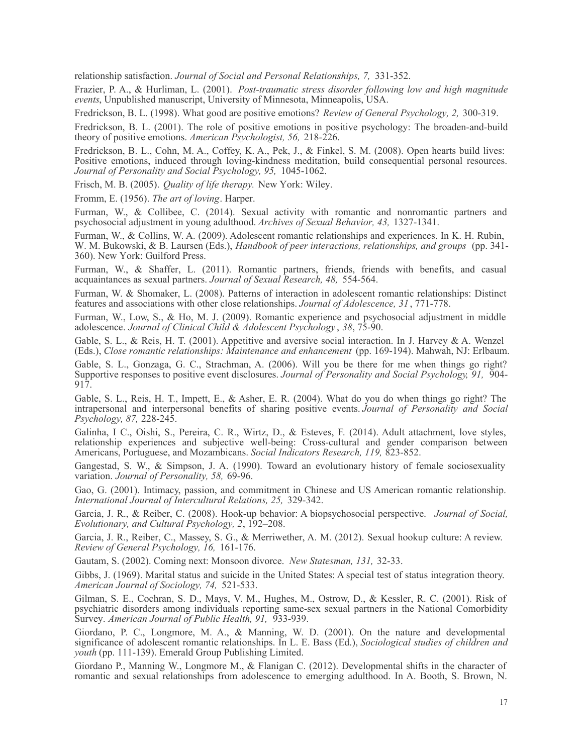relationship satisfaction. *Journal of Social and Personal Relationships, 7,* 331-352.

Frazier, P. A., & Hurliman, L. (2001). *Post-traumatic stress disorder following low and high magnitude events*, Unpublished manuscript, University of Minnesota, Minneapolis, USA.

Fredrickson, B. L. (1998). What good are positive emotions? *Review of General Psychology, 2,* 300-319.

Fredrickson, B. L. (2001). The role of positive emotions in positive psychology: The broaden-and-build theory of positive emotions. *American Psychologist, 56,* 218-226.

Fredrickson, B. L., Cohn, M. A., Coffey, K. A., Pek, J., & Finkel, S. M. (2008). Open hearts build lives: Positive emotions, induced through loving-kindness meditation, build consequential personal resources. *Journal of Personality and Social Psychology, 95,* 1045-1062.

Frisch, M. B. (2005). *Quality of life therapy.* New York: Wiley.

Fromm, E. (1956). *The art of loving*. Harper.

Furman, W., & Collibee, C. (2014). Sexual activity with romantic and nonromantic partners and psychosocial adjustment in young adulthood. *Archives of Sexual Behavior, 43,* 1327-1341.

Furman, W., & Collins, W. A. (2009). Adolescent romantic relationships and experiences. In K. H. Rubin, W. M. Bukowski, & B. Laursen (Eds.), *Handbook of peer interactions, relationships, and groups* (pp. 341-360). New York: Guilford Press.

Furman, W., & Shaffer, L. (2011). Romantic partners, friends, friends with benefits, and casual acquaintances as sexual partners. *Journal of Sexual Research, 48,* 554-564.

Furman, W. & Shomaker, L. (2008). Patterns of interaction in adolescent romantic relationships: Distinct features and associations with other close relationships. *Journal of Adolescence, 31*, 771-778.

Furman, W., Low, S., & Ho, M. J. (2009). Romantic experience and psychosocial adjustment in middle adolescence. *Journal of Clinical Child & Adolescent Psychology*, *38*, 75-90.

Gable, S. L., & Reis, H. T. (2001). Appetitive and aversive social interaction. In J. Harvey & A. Wenzel (Eds.), *Close romantic relationships: Maintenance and enhancement* (pp. 169-194). Mahwah, NJ: Erlbaum.

Gable, S. L., Gonzaga, G. C., Strachman, A. (2006). Will you be there for me when things go right? Supportive responses to positive event disclosures. *Journal of Personality and Social Psychology, 91,* 904-917.

Gable, S. L., Reis, H. T., Impett, E., & Asher, E. R. (2004). What do you do when things go right? The intrapersonal and interpersonal benefits of sharing positive events. *Journal of Personality and Social Psychology, 87,* 228-245.

Galinha, I C., Oishi, S., Pereira, C. R., Wirtz, D., & Esteves, F. (2014). Adult attachment, love styles, relationship experiences and subjective well-being: Cross-cultural and gender comparison between Americans, Portuguese, and Mozambicans. *Social Indicators Research, 119,* 823-852.

Gangestad, S. W., & Simpson, J. A. (1990). Toward an evolutionary history of female sociosexuality variation. *Journal of Personality, 58,* 69-96.

Gao, G. (2001). Intimacy, passion, and commitment in Chinese and US American romantic relationship. *International Journal of Intercultural Relations, 25,* 329-342.

Garcia, J. R., & Reiber, C. (2008). Hook-up behavior: A biopsychosocial perspective. *Journal of Social, Evolutionary, and Cultural Psychology, 2*, 192–208.

Garcia, J. R., Reiber, C., Massey, S. G., & Merriwether, A. M. (2012). Sexual hookup culture: A review. *Review of General Psychology, 16,* 161-176.

Gautam, S. (2002). Coming next: Monsoon divorce. *New Statesman, 131,* 32-33.

Gibbs, J. (1969). Marital status and suicide in the United States: A special test of status integration theory. *American Journal of Sociology, 74,* 521-533.

Gilman, S. E., Cochran, S. D., Mays, V. M., Hughes, M., Ostrow, D., & Kessler, R. C. (2001). Risk of psychiatric disorders among individuals reporting same-sex sexual partners in the National Comorbidity Survey. *American Journal of Public Health, 91,* 933-939.

Giordano, P. C., Longmore, M. A., & Manning, W. D. (2001). On the nature and developmental significance of adolescent romantic relationships. In L. E. Bass (Ed.), *Sociological studies of children and youth* (pp. 111-139). Emerald Group Publishing Limited.

Giordano P., Manning W., Longmore M., & Flanigan C. (2012). Developmental shifts in the character of romantic and sexual relationships from adolescence to emerging adulthood. In A. Booth, S. Brown, N.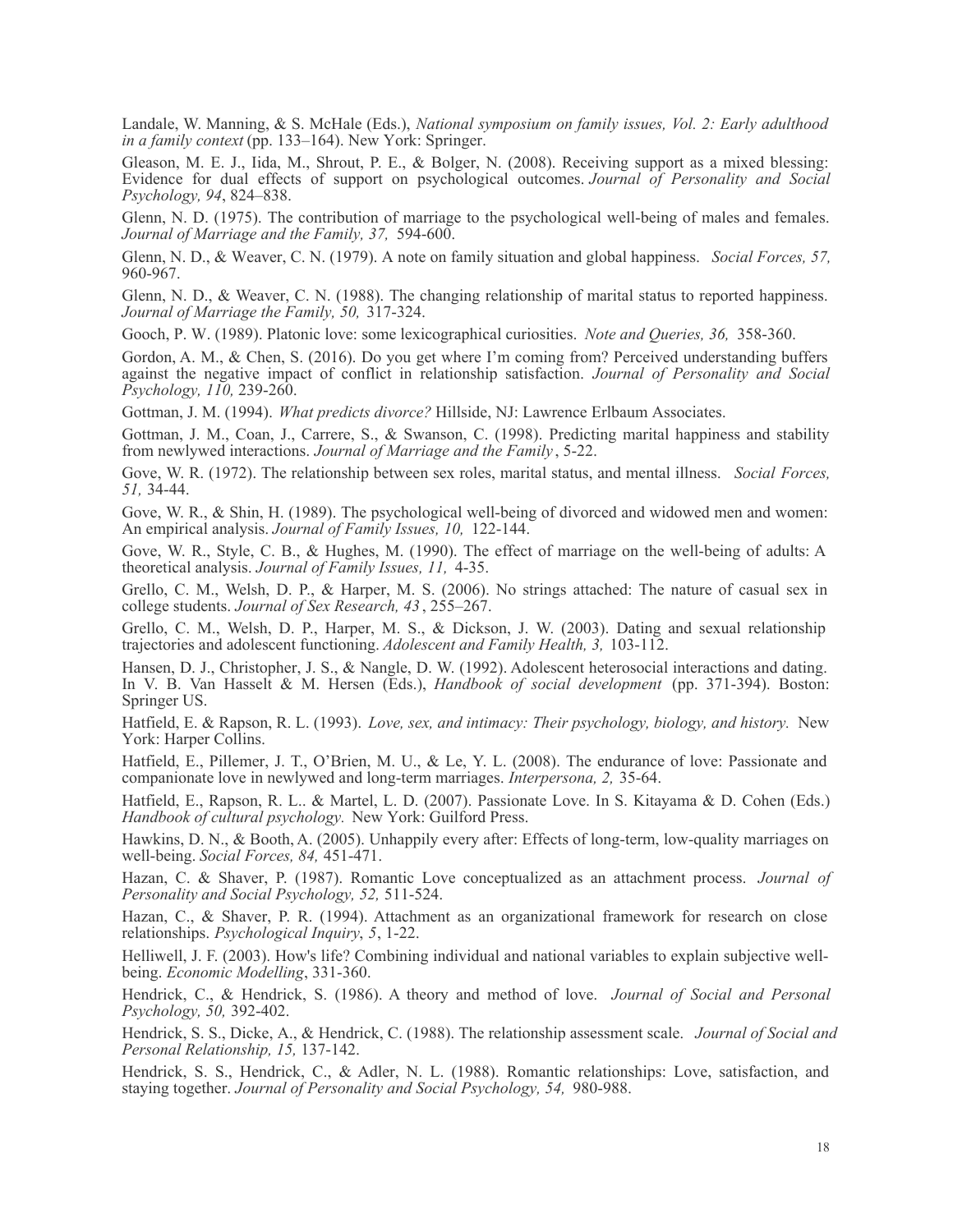Landale, W. Manning, & S. McHale (Eds.), *National symposium on family issues, Vol. 2: Early adulthood in a family context* (pp. 133–164). New York: Springer.

Gleason, M. E. J., Iida, M., Shrout, P. E., & Bolger, N. (2008). Receiving support as a mixed blessing: Evidence for dual effects of support on psychological outcomes. *Journal of Personality and Social Psychology, 94*, 824–838.

Glenn, N. D. (1975). The contribution of marriage to the psychological well-being of males and females. *Journal of Marriage and the Family, 37,* 594-600.

Glenn, N. D., & Weaver, C. N. (1979). A note on family situation and global happiness. *Social Forces, 57,* 960-967.

Glenn, N. D., & Weaver, C. N. (1988). The changing relationship of marital status to reported happiness. *Journal of Marriage the Family, 50,* 317-324.

Gooch, P. W. (1989). Platonic love: some lexicographical curiosities. *Note and Queries, 36,* 358-360.

Gordon, A. M., & Chen, S. (2016). Do you get where I'm coming from? Perceived understanding buffers against the negative impact of conflict in relationship satisfaction. *Journal of Personality and Social Psychology, 110,* 239-260.

Gottman, J. M. (1994). *What predicts divorce?* Hillside, NJ: Lawrence Erlbaum Associates.

Gottman, J. M., Coan, J., Carrere, S., & Swanson, C. (1998). Predicting marital happiness and stability from newlywed interactions. *Journal of Marriage and the Family*, 5-22.

Gove, W. R. (1972). The relationship between sex roles, marital status, and mental illness. *Social Forces, 51,* 34-44.

Gove, W. R., & Shin, H. (1989). The psychological well-being of divorced and widowed men and women: An empirical analysis. *Journal of Family Issues, 10,* 122-144.

Gove, W. R., Style, C. B., & Hughes, M. (1990). The effect of marriage on the well-being of adults: A theoretical analysis. *Journal of Family Issues, 11,* 4-35.

Grello, C. M., Welsh, D. P., & Harper, M. S. (2006). No strings attached: The nature of casual sex in college students. *Journal of Sex Research, 43*, 255–267.

Grello, C. M., Welsh, D. P., Harper, M. S., & Dickson, J. W. (2003). Dating and sexual relationship trajectories and adolescent functioning. *Adolescent and Family Health, 3,* 103-112.

Hansen, D. J., Christopher, J. S., & Nangle, D. W. (1992). Adolescent heterosocial interactions and dating. In V. B. Van Hasselt & M. Hersen (Eds.), *Handbook of social development* (pp. 371-394). Boston: Springer US.

Hatfield, E. & Rapson, R. L. (1993). *Love, sex, and intimacy: Their psychology, biology, and history.* New York: Harper Collins.

Hatfield, E., Pillemer, J. T., O'Brien, M. U., & Le, Y. L. (2008). The endurance of love: Passionate and companionate love in newlywed and long-term marriages. *Interpersona, 2,* 35-64.

Hatfield, E., Rapson, R. L.. & Martel, L. D. (2007). Passionate Love. In S. Kitayama & D. Cohen (Eds.) *Handbook of cultural psychology.* New York: Guilford Press.

Hawkins, D. N., & Booth, A. (2005). Unhappily every after: Effects of long-term, low-quality marriages on well-being. *Social Forces, 84,* 451-471.

Hazan, C. & Shaver, P. (1987). Romantic Love conceptualized as an attachment process. *Journal of Personality and Social Psychology, 52,* 511-524.

Hazan, C., & Shaver, P. R. (1994). Attachment as an organizational framework for research on close relationships. *Psychological Inquiry*, *5*, 1-22.

Helliwell, J. F. (2003). How's life? Combining individual and national variables to explain subjective well-being. *Economic Modelling*, 331-360.

Hendrick, C., & Hendrick, S. (1986). A theory and method of love. *Journal of Social and Personal Psychology, 50,* 392-402.

Hendrick, S. S., Dicke, A., & Hendrick, C. (1988). The relationship assessment scale. *Journal of Social and Personal Relationship, 15,* 137-142.

Hendrick, S. S., Hendrick, C., & Adler, N. L. (1988). Romantic relationships: Love, satisfaction, and staying together. *Journal of Personality and Social Psychology, 54,* 980-988.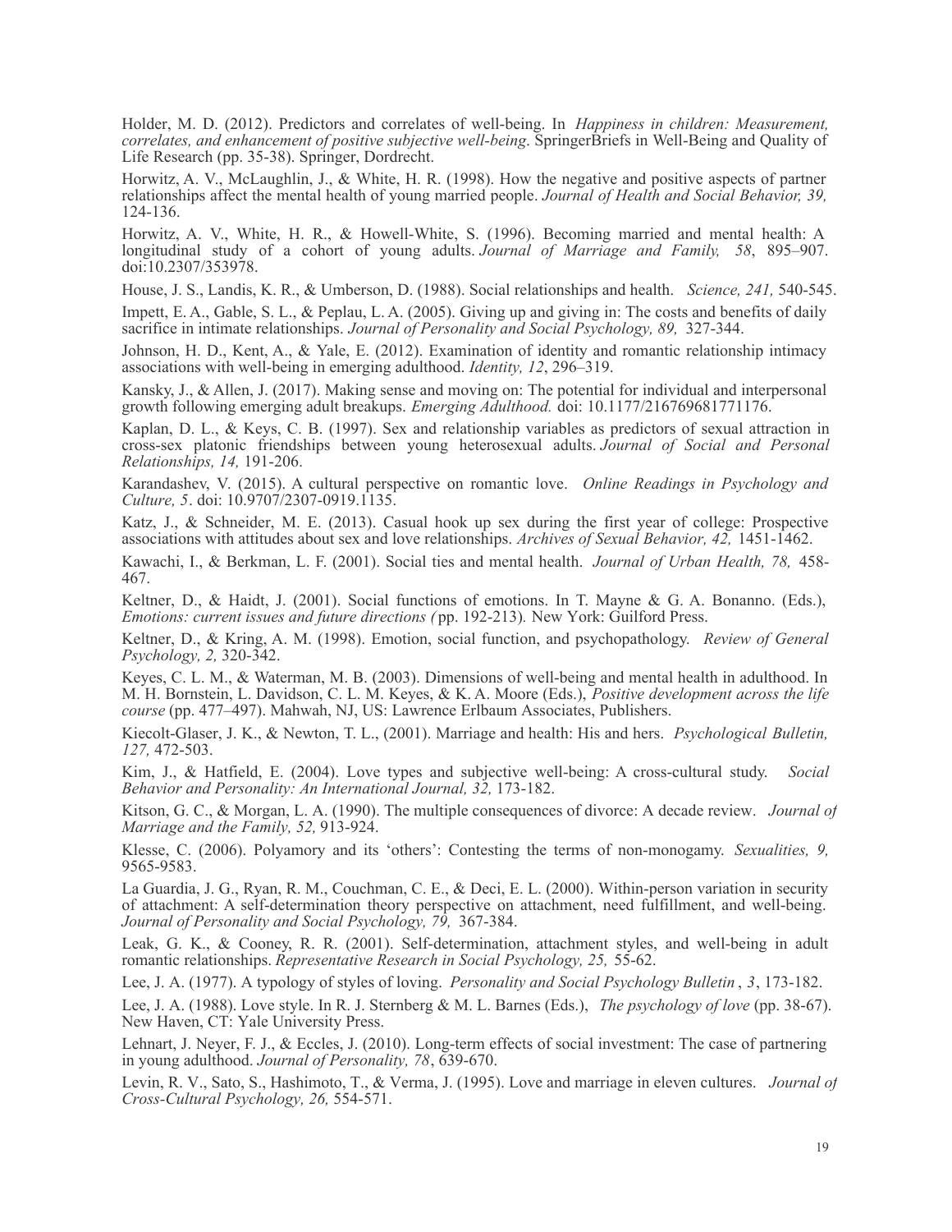Holder, M. D. (2012). Predictors and correlates of well-being. In *Happiness in children: Measurement, correlates, and enhancement of positive subjective well-being*. SpringerBriefs in Well-Being and Quality of Life Research (pp. 35-38). Springer, Dordrecht.

Horwitz, A. V., McLaughlin, J., & White, H. R. (1998). How the negative and positive aspects of partner relationships affect the mental health of young married people. *Journal of Health and Social Behavior, 39,* 124-136.

Horwitz, A. V., White, H. R., & Howell-White, S. (1996). Becoming married and mental health: A longitudinal study of a cohort of young adults. *Journal of Marriage and Family, 58*, 895–907. doi:10.2307/353978.

House, J. S., Landis, K. R., & Umberson, D. (1988). Social relationships and health. *Science, 241,* 540-545.

Impett, E. A., Gable, S. L., & Peplau, L. A. (2005). Giving up and giving in: The costs and benefits of daily sacrifice in intimate relationships. *Journal of Personality and Social Psychology, 89,* 327-344.

Johnson, H. D., Kent, A., & Yale, E. (2012). Examination of identity and romantic relationship intimacy associations with well-being in emerging adulthood. *Identity, 12*, 296–319.

Kansky, J., & Allen, J. (2017). Making sense and moving on: The potential for individual and interpersonal growth following emerging adult breakups. *Emerging Adulthood.* doi: 10.1177/216769681771176.

Kaplan, D. L., & Keys, C. B. (1997). Sex and relationship variables as predictors of sexual attraction in cross-sex platonic friendships between young heterosexual adults. *Journal of Social and Personal Relationships, 14,* 191-206.

Karandashev, V. (2015). A cultural perspective on romantic love. *Online Readings in Psychology and Culture, 5*. doi: 10.9707/2307-0919.1135.

Katz, J., & Schneider, M. E. (2013). Casual hook up sex during the first year of college: Prospective associations with attitudes about sex and love relationships. *Archives of Sexual Behavior, 42,* 1451-1462.

Kawachi, I., & Berkman, L. F. (2001). Social ties and mental health. *Journal of Urban Health, 78,* 458-467.

Keltner, D., & Haidt, J. (2001). Social functions of emotions. In T. Mayne & G. A. Bonanno. (Eds.), *Emotions: current issues and future directions (* pp. 192-213)*.* New York: Guilford Press.

Keltner, D., & Kring, A. M. (1998). Emotion, social function, and psychopathology. *Review of General Psychology, 2,* 320-342.

Keyes, C. L. M., & Waterman, M. B. (2003). Dimensions of well-being and mental health in adulthood. In M. H. Bornstein, L. Davidson, C. L. M. Keyes, & K. A. Moore (Eds.), *Positive development across the life course* (pp. 477–497). Mahwah, NJ, US: Lawrence Erlbaum Associates, Publishers.

Kiecolt-Glaser, J. K., & Newton, T. L., (2001). Marriage and health: His and hers. *Psychological Bulletin, 127,* 472-503.

Kim, J., & Hatfield, E. (2004). Love types and subjective well-being: A cross-cultural study. *Social Behavior and Personality: An International Journal, 32,* 173-182.

Kitson, G. C., & Morgan, L. A. (1990). The multiple consequences of divorce: A decade review. *Journal of Marriage and the Family, 52,* 913-924.

Klesse, C. (2006). Polyamory and its 'others': Contesting the terms of non-monogamy. *Sexualities, 9,* 9565-9583.

La Guardia, J. G., Ryan, R. M., Couchman, C. E., & Deci, E. L. (2000). Within-person variation in security of attachment: A self-determination theory perspective on attachment, need fulfillment, and well-being. *Journal of Personality and Social Psychology, 79,* 367-384.

Leak, G. K., & Cooney, R. R. (2001). Self-determination, attachment styles, and well-being in adult romantic relationships. *Representative Research in Social Psychology, 25,* 55-62.

Lee, J. A. (1977). A typology of styles of loving. *Personality and Social Psychology Bulletin* , *3*, 173-182.

Lee, J. A. (1988). Love style. In R. J. Sternberg & M. L. Barnes (Eds.), *The psychology of love* (pp. 38-67). New Haven, CT: Yale University Press.

Lehnart, J. Neyer, F. J., & Eccles, J. (2010). Long-term effects of social investment: The case of partnering in young adulthood. *Journal of Personality, 78*, 639-670.

Levin, R. V., Sato, S., Hashimoto, T., & Verma, J. (1995). Love and marriage in eleven cultures. *Journal of Cross-Cultural Psychology, 26,* 554-571.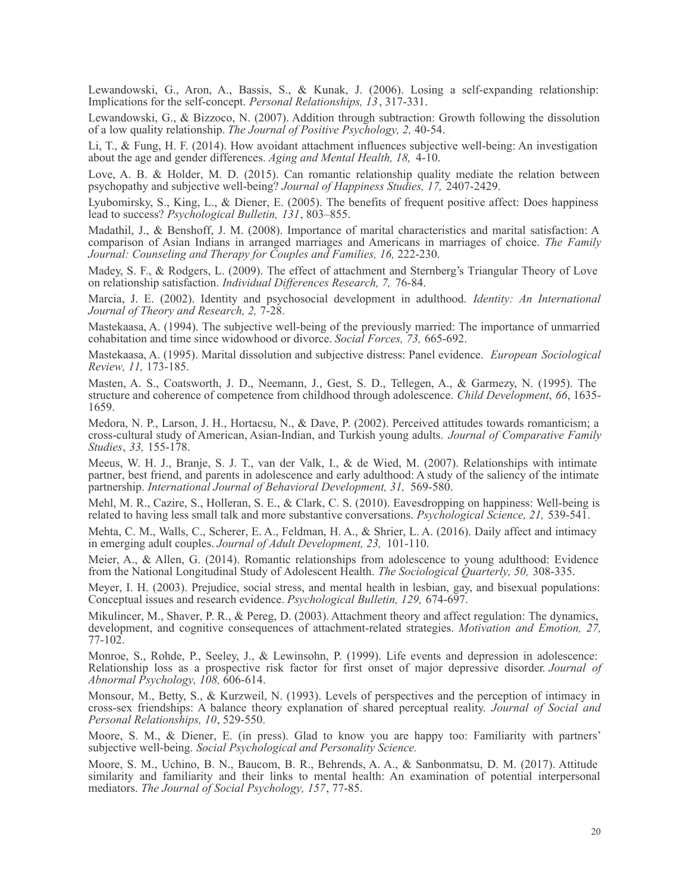Lewandowski, G., Aron, A., Bassis, S., & Kunak, J. (2006). Losing a self-expanding relationship: Implications for the self-concept. *Personal Relationships, 13*, 317-331.

Lewandowski, G., & Bizzoco, N. (2007). Addition through subtraction: Growth following the dissolution of a low quality relationship. *The Journal of Positive Psychology, 2,* 40-54.

Li, T., & Fung, H. F. (2014). How avoidant attachment influences subjective well-being: An investigation about the age and gender differences. *Aging and Mental Health, 18,* 4-10.

Love, A. B. & Holder, M. D. (2015). Can romantic relationship quality mediate the relation between psychopathy and subjective well-being? *Journal of Happiness Studies, 17,* 2407-2429.

Lyubomirsky, S., King, L., & Diener, E. (2005). The benefits of frequent positive affect: Does happiness lead to success? *Psychological Bulletin, 131*, 803–855.

Madathil, J., & Benshoff, J. M. (2008). Importance of marital characteristics and marital satisfaction: A comparison of Asian Indians in arranged marriages and Americans in marriages of choice. *The Family Journal: Counseling and Therapy for Couples and Families, 16,* 222-230.

Madey, S. F., & Rodgers, L. (2009). The effect of attachment and Sternberg's Triangular Theory of Love on relationship satisfaction. *Individual Differences Research, 7,* 76-84.

Marcia, J. E. (2002). Identity and psychosocial development in adulthood. *Identity: An International Journal of Theory and Research, 2,* 7-28.

Mastekaasa, A. (1994). The subjective well-being of the previously married: The importance of unmarried cohabitation and time since widowhood or divorce. *Social Forces, 73,* 665-692.

Mastekaasa, A. (1995). Marital dissolution and subjective distress: Panel evidence. *European Sociological Review, 11,* 173-185.

Masten, A. S., Coatsworth, J. D., Neemann, J., Gest, S. D., Tellegen, A., & Garmezy, N. (1995). The structure and coherence of competence from childhood through adolescence. *Child Development*, *66*, 1635-1659.

Medora, N. P., Larson, J. H., Hortacsu, N., & Dave, P. (2002). Perceived attitudes towards romanticism; a cross-cultural study of American, Asian-Indian, and Turkish young adults. *Journal of Comparative Family Studies*, *33,* 155-178.

Meeus, W. H. J., Branje, S. J. T., van der Valk, I., & de Wied, M. (2007). Relationships with intimate partner, best friend, and parents in adolescence and early adulthood: A study of the saliency of the intimate partnership. *International Journal of Behavioral Development, 31,* 569-580.

Mehl, M. R., Cazire, S., Holleran, S. E., & Clark, C. S. (2010). Eavesdropping on happiness: Well-being is related to having less small talk and more substantive conversations. *Psychological Science, 21,* 539-541.

Mehta, C. M., Walls, C., Scherer, E. A., Feldman, H. A., & Shrier, L. A. (2016). Daily affect and intimacy in emerging adult couples. *Journal of Adult Development, 23,* 101-110.

Meier, A., & Allen, G. (2014). Romantic relationships from adolescence to young adulthood: Evidence from the National Longitudinal Study of Adolescent Health. *The Sociological Quarterly, 50,* 308-335.

Meyer, I. H. (2003). Prejudice, social stress, and mental health in lesbian, gay, and bisexual populations: Conceptual issues and research evidence. *Psychological Bulletin, 129,* 674-697.

Mikulincer, M., Shaver, P. R., & Pereg, D. (2003). Attachment theory and affect regulation: The dynamics, development, and cognitive consequences of attachment-related strategies. *Motivation and Emotion, 27,* 77-102.

Monroe, S., Rohde, P., Seeley, J., & Lewinsohn, P. (1999). Life events and depression in adolescence: Relationship loss as a prospective risk factor for first onset of major depressive disorder. *Journal of Abnormal Psychology, 108,* 606-614.

Monsour, M., Betty, S., & Kurzweil, N. (1993). Levels of perspectives and the perception of intimacy in cross-sex friendships: A balance theory explanation of shared perceptual reality. *Journal of Social and Personal Relationships, 10*, 529-550.

Moore, S. M., & Diener, E. (in press). Glad to know you are happy too: Familiarity with partners' subjective well-being. *Social Psychological and Personality Science.*

Moore, S. M., Uchino, B. N., Baucom, B. R., Behrends, A. A., & Sanbonmatsu, D. M. (2017). Attitude similarity and familiarity and their links to mental health: An examination of potential interpersonal mediators. *The Journal of Social Psychology, 157*, 77-85.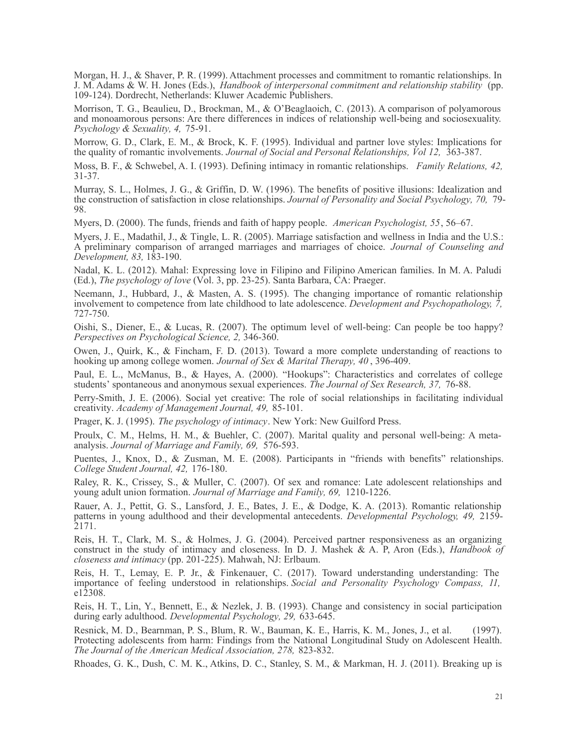Morgan, H. J., & Shaver, P. R. (1999). Attachment processes and commitment to romantic relationships. In J. M. Adams & W. H. Jones (Eds.), *Handbook of interpersonal commitment and relationship stability* (pp. 109-124). Dordrecht, Netherlands: Kluwer Academic Publishers.

Morrison, T. G., Beaulieu, D., Brockman, M., & O'Beaglaoich, C. (2013). A comparison of polyamorous and monoamorous persons: Are there differences in indices of relationship well-being and sociosexuality. *Psychology & Sexuality, 4,* 75-91.

Morrow, G. D., Clark, E. M., & Brock, K. F. (1995). Individual and partner love styles: Implications for the quality of romantic involvements. *Journal of Social and Personal Relationships, Vol 12,* 363-387.

Moss, B. F., & Schwebel, A. I. (1993). Defining intimacy in romantic relationships. *Family Relations, 42,* 31-37.

Murray, S. L., Holmes, J. G., & Griffin, D. W. (1996). The benefits of positive illusions: Idealization and the construction of satisfaction in close relationships. *Journal of Personality and Social Psychology, 70,* 79-98.

Myers, D. (2000). The funds, friends and faith of happy people. *American Psychologist, 55*, 56–67.

Myers, J. E., Madathil, J., & Tingle, L. R. (2005). Marriage satisfaction and wellness in India and the U.S.: A preliminary comparison of arranged marriages and marriages of choice. *Journal of Counseling and Development, 83,* 183-190.

Nadal, K. L. (2012). Mahal: Expressing love in Filipino and Filipino American families. In M. A. Paludi (Ed.), *The psychology of love* (Vol. 3, pp. 23-25). Santa Barbara, CA: Praeger.

Neemann, J., Hubbard, J., & Masten, A. S. (1995). The changing importance of romantic relationship involvement to competence from late childhood to late adolescence. *Development and Psychopathology, 7,* 727-750.

Oishi, S., Diener, E., & Lucas, R. (2007). The optimum level of well-being: Can people be too happy? *Perspectives on Psychological Science, 2,* 346-360.

Owen, J., Quirk, K., & Fincham, F. D. (2013). Toward a more complete understanding of reactions to hooking up among college women. *Journal of Sex & Marital Therapy, 40* , 396-409.

Paul, E. L., McManus, B., & Hayes, A. (2000). "Hookups": Characteristics and correlates of college students' spontaneous and anonymous sexual experiences. *The Journal of Sex Research, 37,* 76-88.

Perry-Smith, J. E. (2006). Social yet creative: The role of social relationships in facilitating individual creativity. *Academy of Management Journal, 49,* 85-101.

Prager, K. J. (1995). *The psychology of intimacy*. New York: New Guilford Press.

Proulx, C. M., Helms, H. M., & Buehler, C. (2007). Marital quality and personal well-being: A meta-analysis. *Journal of Marriage and Family, 69,* 576-593.

Puentes, J., Knox, D., & Zusman, M. E. (2008). Participants in "friends with benefits" relationships. *College Student Journal, 42,* 176-180.

Raley, R. K., Crissey, S., & Muller, C. (2007). Of sex and romance: Late adolescent relationships and young adult union formation. *Journal of Marriage and Family, 69,* 1210-1226.

Rauer, A. J., Pettit, G. S., Lansford, J. E., Bates, J. E., & Dodge, K. A. (2013). Romantic relationship patterns in young adulthood and their developmental antecedents. *Developmental Psychology, 49,* 2159-2171.

Reis, H. T., Clark, M. S., & Holmes, J. G. (2004). Perceived partner responsiveness as an organizing construct in the study of intimacy and closeness. In D. J. Mashek & A. P, Aron (Eds.), *Handbook of closeness and intimacy* (pp. 201-225). Mahwah, NJ: Erlbaum.

Reis, H. T., Lemay, E. P. Jr., & Finkenauer, C. (2017). Toward understanding understanding: The importance of feeling understood in relationships. *Social and Personality Psychology Compass, 11,* e12308.

Reis, H. T., Lin, Y., Bennett, E., & Nezlek, J. B. (1993). Change and consistency in social participation during early adulthood. *Developmental Psychology, 29,* 633-645.

Resnick, M. D., Bearnman, P. S., Blum, R. W., Bauman, K. E., Harris, K. M., Jones, J., et al. (1997). Protecting adolescents from harm: Findings from the National Longitudinal Study on Adolescent Health. *The Journal of the American Medical Association, 278,* 823-832.

Rhoades, G. K., Dush, C. M. K., Atkins, D. C., Stanley, S. M., & Markman, H. J. (2011). Breaking up is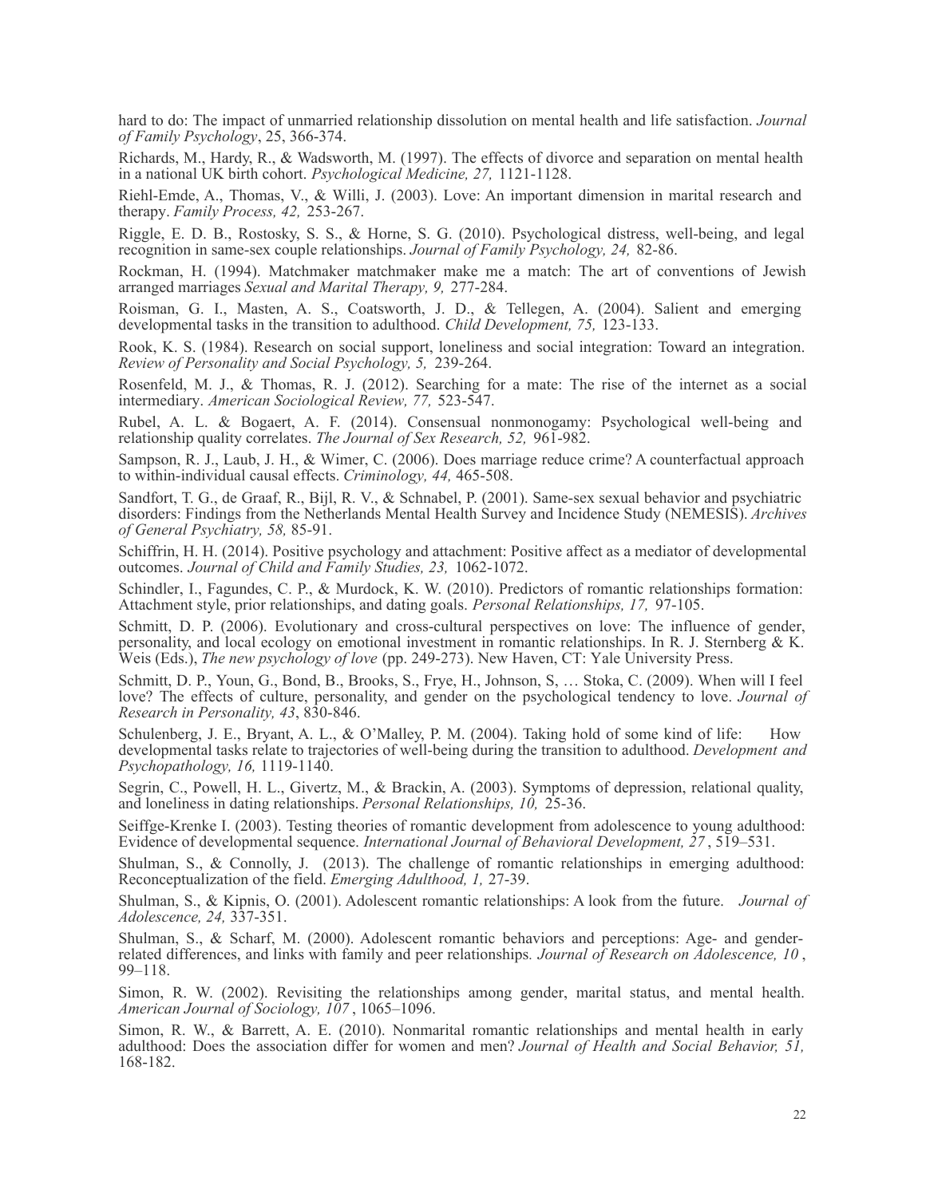hard to do: The impact of unmarried relationship dissolution on mental health and life satisfaction. *Journal of Family Psychology*, 25, 366-374.

Richards, M., Hardy, R., & Wadsworth, M. (1997). The effects of divorce and separation on mental health in a national UK birth cohort. *Psychological Medicine, 27,* 1121-1128.

Riehl-Emde, A., Thomas, V., & Willi, J. (2003). Love: An important dimension in marital research and therapy. *Family Process, 42,* 253-267.

Riggle, E. D. B., Rostosky, S. S., & Horne, S. G. (2010). Psychological distress, well-being, and legal recognition in same-sex couple relationships. *Journal of Family Psychology, 24,* 82-86.

Rockman, H. (1994). Matchmaker matchmaker make me a match: The art of conventions of Jewish arranged marriages *Sexual and Marital Therapy, 9,* 277-284.

Roisman, G. I., Masten, A. S., Coatsworth, J. D., & Tellegen, A. (2004). Salient and emerging developmental tasks in the transition to adulthood. *Child Development, 75,* 123-133.

Rook, K. S. (1984). Research on social support, loneliness and social integration: Toward an integration. *Review of Personality and Social Psychology, 5,* 239-264.

Rosenfeld, M. J., & Thomas, R. J. (2012). Searching for a mate: The rise of the internet as a social intermediary. *American Sociological Review, 77,* 523-547.

Rubel, A. L. & Bogaert, A. F. (2014). Consensual nonmonogamy: Psychological well-being and relationship quality correlates. *The Journal of Sex Research, 52,* 961-982.

Sampson, R. J., Laub, J. H., & Wimer, C. (2006). Does marriage reduce crime? A counterfactual approach to within-individual causal effects. *Criminology, 44,* 465-508.

Sandfort, T. G., de Graaf, R., Bijl, R. V., & Schnabel, P. (2001). Same-sex sexual behavior and psychiatric disorders: Findings from the Netherlands Mental Health Survey and Incidence Study (NEMESIS). *Archives of General Psychiatry, 58,* 85-91.

Schiffrin, H. H. (2014). Positive psychology and attachment: Positive affect as a mediator of developmental outcomes. *Journal of Child and Family Studies, 23,* 1062-1072.

Schindler, I., Fagundes, C. P., & Murdock, K. W. (2010). Predictors of romantic relationships formation: Attachment style, prior relationships, and dating goals. *Personal Relationships, 17,* 97-105.

Schmitt, D. P. (2006). Evolutionary and cross-cultural perspectives on love: The influence of gender, personality, and local ecology on emotional investment in romantic relationships. In R. J. Sternberg & K. Weis (Eds.), *The new psychology of love* (pp. 249-273). New Haven, CT: Yale University Press.

Schmitt, D. P., Youn, G., Bond, B., Brooks, S., Frye, H., Johnson, S, … Stoka, C. (2009). When will I feel love? The effects of culture, personality, and gender on the psychological tendency to love. *Journal of Research in Personality, 43*, 830-846.

Schulenberg, J. E., Bryant, A. L., & O'Malley, P. M. (2004). Taking hold of some kind of life: How developmental tasks relate to trajectories of well-being during the transition to adulthood. *Development and Psychopathology, 16,* 1119-1140.

Segrin, C., Powell, H. L., Givertz, M., & Brackin, A. (2003). Symptoms of depression, relational quality, and loneliness in dating relationships. *Personal Relationships, 10,* 25-36.

Seiffge-Krenke I. (2003). Testing theories of romantic development from adolescence to young adulthood: Evidence of developmental sequence. *International Journal of Behavioral Development, 27* , 519–531.

Shulman, S., & Connolly, J. (2013). The challenge of romantic relationships in emerging adulthood: Reconceptualization of the field. *Emerging Adulthood, 1,* 27-39.

Shulman, S., & Kipnis, O. (2001). Adolescent romantic relationships: A look from the future. *Journal of Adolescence, 24,* 337-351.

Shulman, S., & Scharf, M. (2000). Adolescent romantic behaviors and perceptions: Age- and gender-related differences, and links with family and peer relationships*. Journal of Research on Adolescence, 10* , 99–118.

Simon, R. W. (2002). Revisiting the relationships among gender, marital status, and mental health. *American Journal of Sociology, 107* , 1065–1096.

Simon, R. W., & Barrett, A. E. (2010). Nonmarital romantic relationships and mental health in early adulthood: Does the association differ for women and men? *Journal of Health and Social Behavior, 51,* 168-182.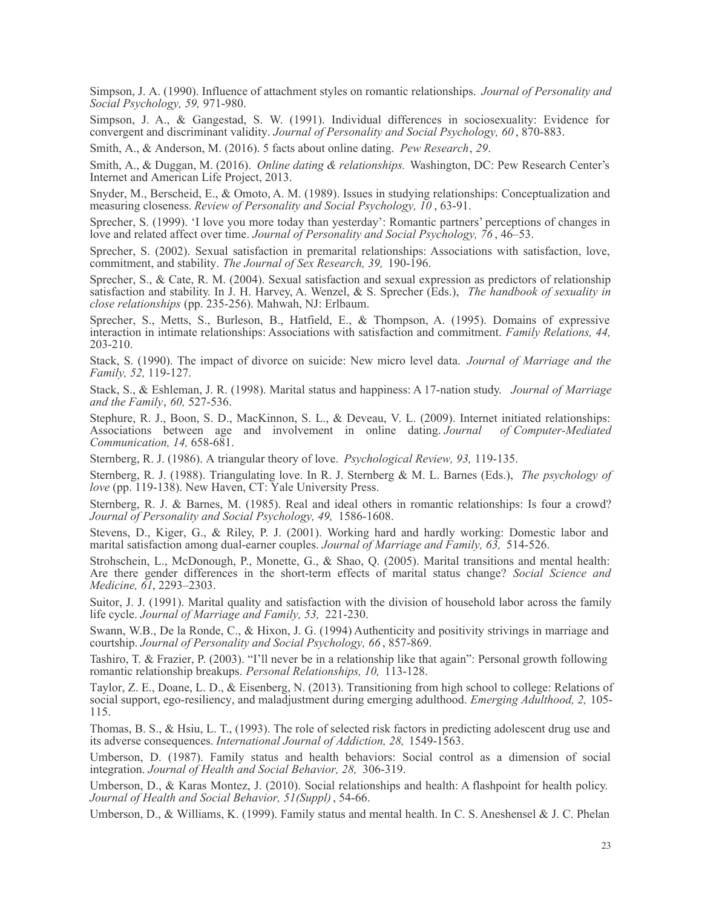Simpson, J. A. (1990). Influence of attachment styles on romantic relationships. *Journal of Personality and Social Psychology, 59,* 971-980.

Simpson, J. A., & Gangestad, S. W. (1991). Individual differences in sociosexuality: Evidence for convergent and discriminant validity. *Journal of Personality and Social Psychology, 60* , 870-883.

Smith, A., & Anderson, M. (2016). 5 facts about online dating. *Pew Research*, *29*.

Smith, A., & Duggan, M. (2016). *Online dating & relationships.* Washington, DC: Pew Research Center's Internet and American Life Project, 2013.

Snyder, M., Berscheid, E., & Omoto, A. M. (1989). Issues in studying relationships: Conceptualization and measuring closeness. *Review of Personality and Social Psychology, 10* , 63-91.

Sprecher, S. (1999). 'I love you more today than yesterday': Romantic partners' perceptions of changes in love and related affect over time. *Journal of Personality and Social Psychology, 76* , 46–53.

Sprecher, S. (2002). Sexual satisfaction in premarital relationships: Associations with satisfaction, love, commitment, and stability. *The Journal of Sex Research, 39,* 190-196.

Sprecher, S., & Cate, R. M. (2004). Sexual satisfaction and sexual expression as predictors of relationship satisfaction and stability. In J. H. Harvey, A. Wenzel, & S. Sprecher (Eds.), *The handbook of sexuality in close relationships* (pp. 235-256). Mahwah, NJ: Erlbaum.

Sprecher, S., Metts, S., Burleson, B., Hatfield, E., & Thompson, A. (1995). Domains of expressive interaction in intimate relationships: Associations with satisfaction and commitment. *Family Relations, 44,* 203-210.

Stack, S. (1990). The impact of divorce on suicide: New micro level data. *Journal of Marriage and the Family, 52,* 119-127.

Stack, S., & Eshleman, J. R. (1998). Marital status and happiness: A 17-nation study. *Journal of Marriage and the Family*, *60,* 527-536.

Stephure, R. J., Boon, S. D., MacKinnon, S. L., & Deveau, V. L. (2009). Internet initiated relationships: Associations between age and involvement in online dating. *Journal of Computer-Mediated Communication, 14,* 658-681.

Sternberg, R. J. (1986). A triangular theory of love. *Psychological Review, 93,* 119-135.

Sternberg, R. J. (1988). Triangulating love. In R. J. Sternberg & M. L. Barnes (Eds.), *The psychology of love* (pp. 119-138). New Haven, CT: Yale University Press.

Sternberg, R. J. & Barnes, M. (1985). Real and ideal others in romantic relationships: Is four a crowd? *Journal of Personality and Social Psychology, 49,* 1586-1608.

Stevens, D., Kiger, G., & Riley, P. J. (2001). Working hard and hardly working: Domestic labor and marital satisfaction among dual-earner couples. *Journal of Marriage and Family, 63,* 514-526.

Strohschein, L., McDonough, P., Monette, G., & Shao, Q. (2005). Marital transitions and mental health: Are there gender differences in the short-term effects of marital status change? *Social Science and Medicine, 61*, 2293–2303.

Suitor, J. J. (1991). Marital quality and satisfaction with the division of household labor across the family life cycle. *Journal of Marriage and Family, 53,* 221-230.

Swann, W.B., De la Ronde, C., & Hixon, J. G. (1994) Authenticity and positivity strivings in marriage and courtship. *Journal of Personality and Social Psychology, 66* , 857-869.

Tashiro, T. & Frazier, P. (2003). "I'll never be in a relationship like that again": Personal growth following romantic relationship breakups. *Personal Relationships, 10,* 113-128.

Taylor, Z. E., Doane, L. D., & Eisenberg, N. (2013). Transitioning from high school to college: Relations of social support, ego-resiliency, and maladjustment during emerging adulthood. *Emerging Adulthood, 2,* 105-115.

Thomas, B. S., & Hsiu, L. T., (1993). The role of selected risk factors in predicting adolescent drug use and its adverse consequences. *International Journal of Addiction, 28,* 1549-1563.

Umberson, D. (1987). Family status and health behaviors: Social control as a dimension of social integration. *Journal of Health and Social Behavior, 28,* 306-319.

Umberson, D., & Karas Montez, J. (2010). Social relationships and health: A flashpoint for health policy. *Journal of Health and Social Behavior, 51(Suppl)* , 54-66.

Umberson, D., & Williams, K. (1999). Family status and mental health. In C. S. Aneshensel & J. C. Phelan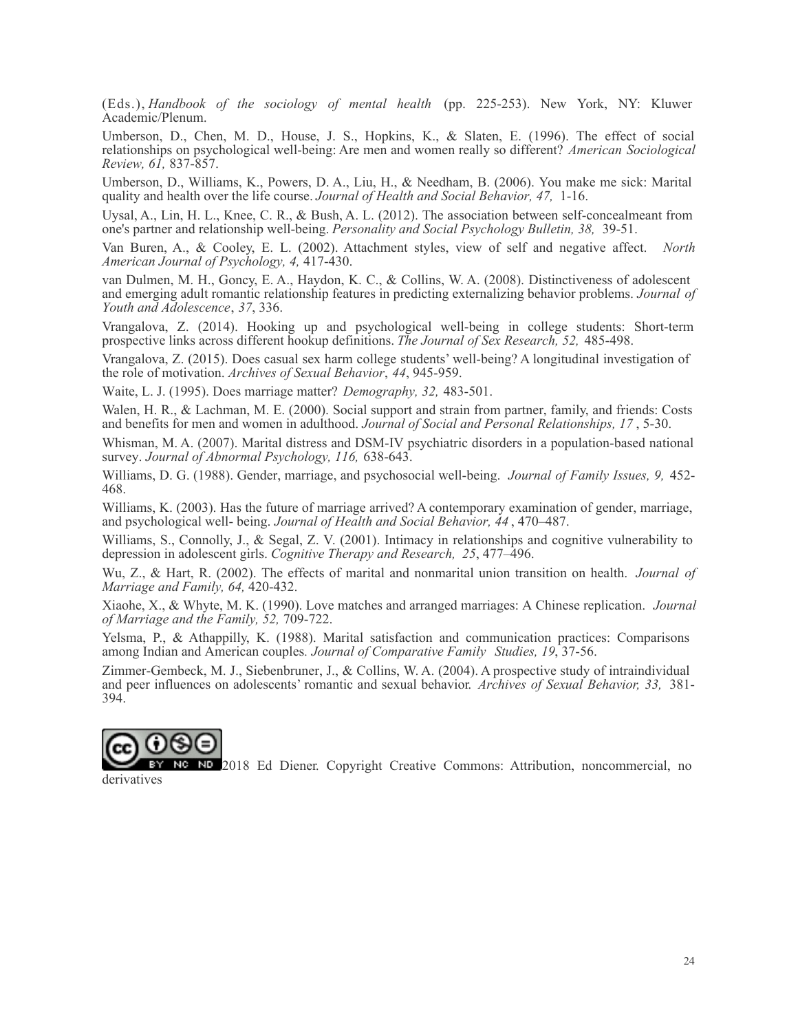(Eds.), *Handbook of the sociology of mental health* (pp. 225-253). New York, NY: Kluwer Academic/Plenum.

Umberson, D., Chen, M. D., House, J. S., Hopkins, K., & Slaten, E. (1996). The effect of social relationships on psychological well-being: Are men and women really so different? *American Sociological Review, 61,* 837-857.

Umberson, D., Williams, K., Powers, D. A., Liu, H., & Needham, B. (2006). You make me sick: Marital quality and health over the life course. *Journal of Health and Social Behavior, 47,* 1-16.

Uysal, A., Lin, H. L., Knee, C. R., & Bush, A. L. (2012). The association between self-concealmeant from one's partner and relationship well-being. *Personality and Social Psychology Bulletin, 38,* 39-51.

Van Buren, A., & Cooley, E. L. (2002). Attachment styles, view of self and negative affect. *North American Journal of Psychology, 4,* 417-430.

van Dulmen, M. H., Goncy, E. A., Haydon, K. C., & Collins, W. A. (2008). Distinctiveness of adolescent and emerging adult romantic relationship features in predicting externalizing behavior problems. *Journal of Youth and Adolescence*, *37*, 336.

Vrangalova, Z. (2014). Hooking up and psychological well-being in college students: Short-term prospective links across different hookup definitions. *The Journal of Sex Research, 52,* 485-498.

Vrangalova, Z. (2015). Does casual sex harm college students' well-being? A longitudinal investigation of the role of motivation. *Archives of Sexual Behavior*, *44*, 945-959.

Waite, L. J. (1995). Does marriage matter? *Demography, 32,* 483-501.

Walen, H. R., & Lachman, M. E. (2000). Social support and strain from partner, family, and friends: Costs and benefits for men and women in adulthood. *Journal of Social and Personal Relationships, 17* , 5-30.

Whisman, M. A. (2007). Marital distress and DSM-IV psychiatric disorders in a population-based national survey. *Journal of Abnormal Psychology, 116,* 638-643.

Williams, D. G. (1988). Gender, marriage, and psychosocial well-being. *Journal of Family Issues, 9,* 452-468.

Williams, K. (2003). Has the future of marriage arrived? A contemporary examination of gender, marriage, and psychological well- being. *Journal of Health and Social Behavior, 44* , 470–487.

Williams, S., Connolly, J., & Segal, Z. V. (2001). Intimacy in relationships and cognitive vulnerability to depression in adolescent girls. *Cognitive Therapy and Research, 25*, 477–496.

Wu, Z., & Hart, R. (2002). The effects of marital and nonmarital union transition on health. *Journal of Marriage and Family, 64,* 420-432.

Xiaohe, X., & Whyte, M. K. (1990). Love matches and arranged marriages: A Chinese replication. *Journal of Marriage and the Family, 52,* 709-722.

Yelsma, P., & Athappilly, K. (1988). Marital satisfaction and communication practices: Comparisons among Indian and American couples. *Journal of Comparative Family Studies, 19*, 37-56.

Zimmer-Gembeck, M. J., Siebenbruner, J., & Collins, W. A. (2004). A prospective study of intraindividual and peer influences on adolescents' romantic and sexual behavior. *Archives of Sexual Behavior, 33,* 381-394.

2018 Ed Diener. Copyright Creative Commons: Attribution, noncommercial, no derivatives